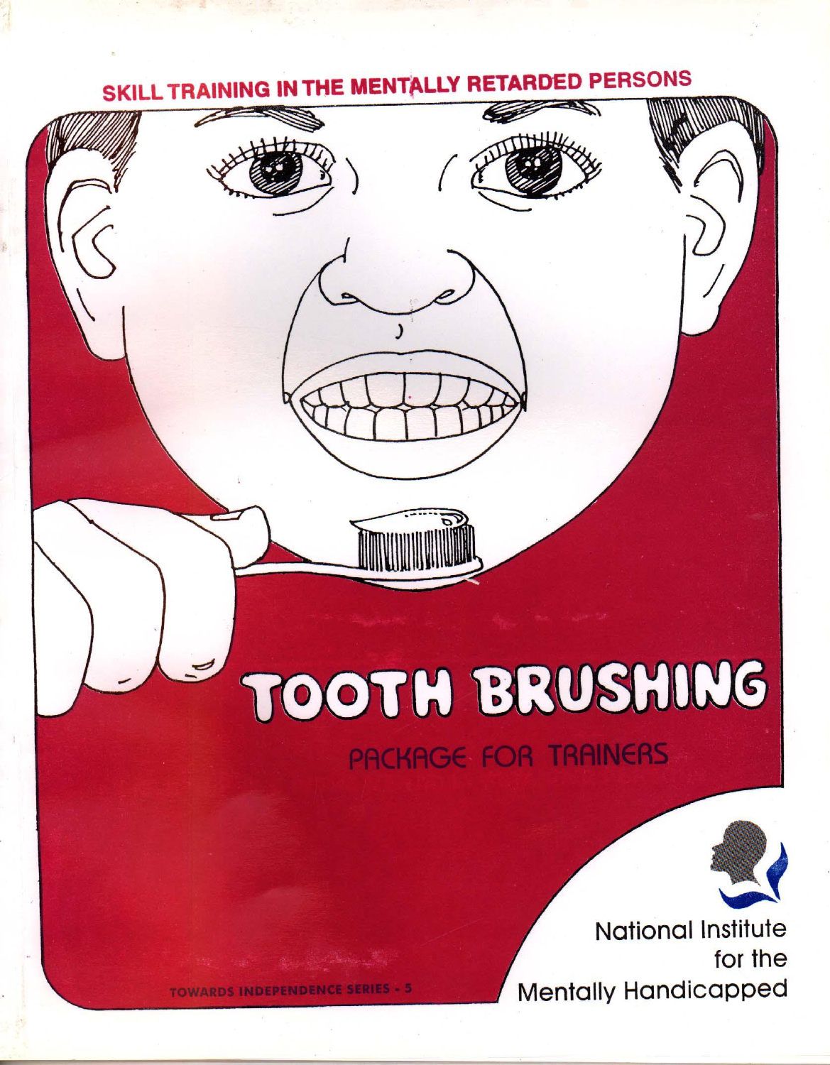SKILL TRAINING IN THE MENTALLY RETARDED PERSONS

# TOOTH BRUSHING

## PACKAGE FOR TRAINERS

TOWARDS INDEPENDENCE SERIES - 5

National Institute for the Mentally Handicapped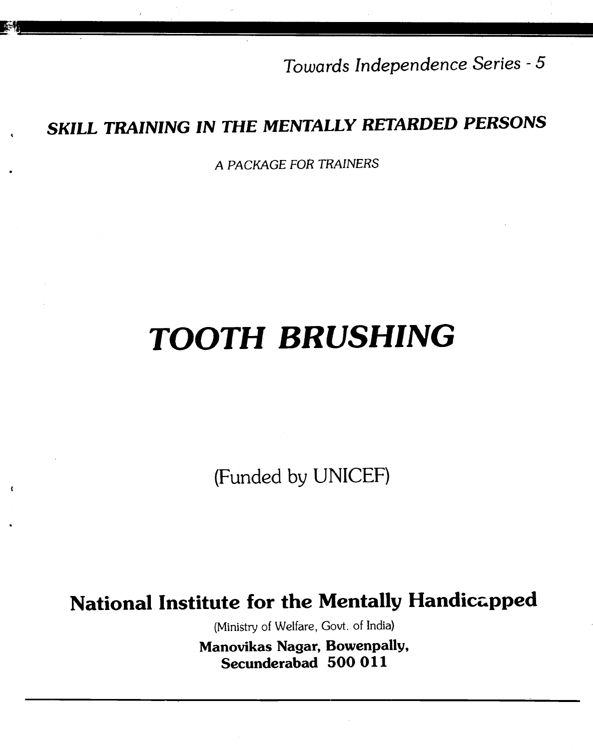*Towards Independence Series - 5*

## *SKILL TRAINING IN THE MENTALLY RETARDED PERSONS*

*A PACKAGE FOR TRAINERS*

# *TOOTH BRUSHING*

(Funded by UNICEF)

**National Institute for the Mentally Handicapped**

(Ministry of Welfare, Govt. of India)

**Manovikas Nagar, Bowenpally,**
**Secunderabad 500 011**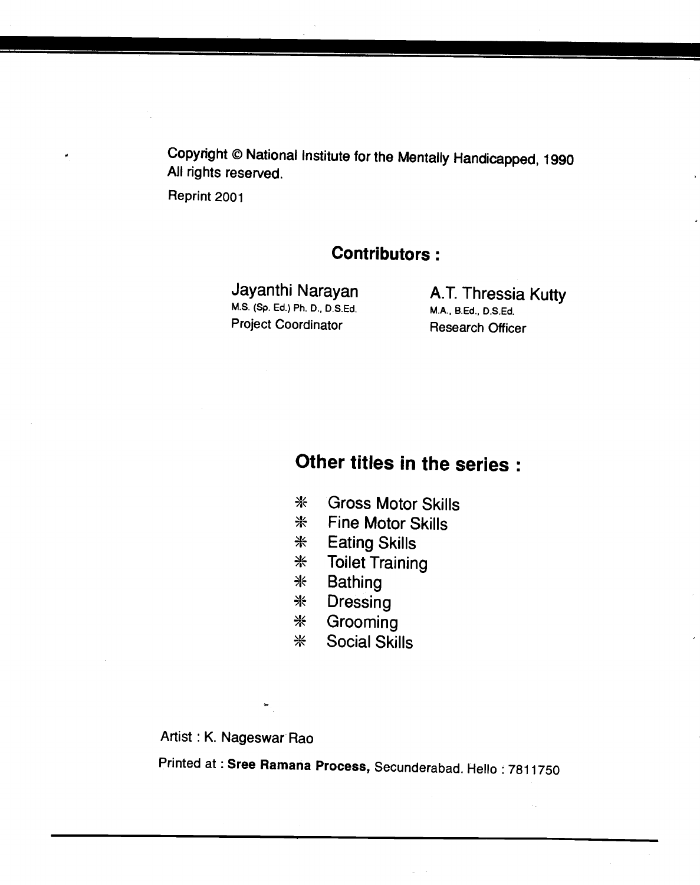Copyright © National Institute for the Mentally Handicapped, 1990
All rights reserved.

Reprint 2001

## Contributors :

**Jayanthi Narayan**
M.S. (Sp. Ed.) Ph. D., D.S.Ed.
Project Coordinator

**A.T. Thressia Kutty**
M.A., B.Ed., D.S.Ed.
Research Officer

## Other titles in the series :

- Gross Motor Skills
- Fine Motor Skills
- Eating Skills
- Toilet Training
- Bathing
- Dressing
- Grooming
- Social Skills

Artist : K. Nageswar Rao

Printed at : **Sree Ramana Process,** Secunderabad. Hello : 7811750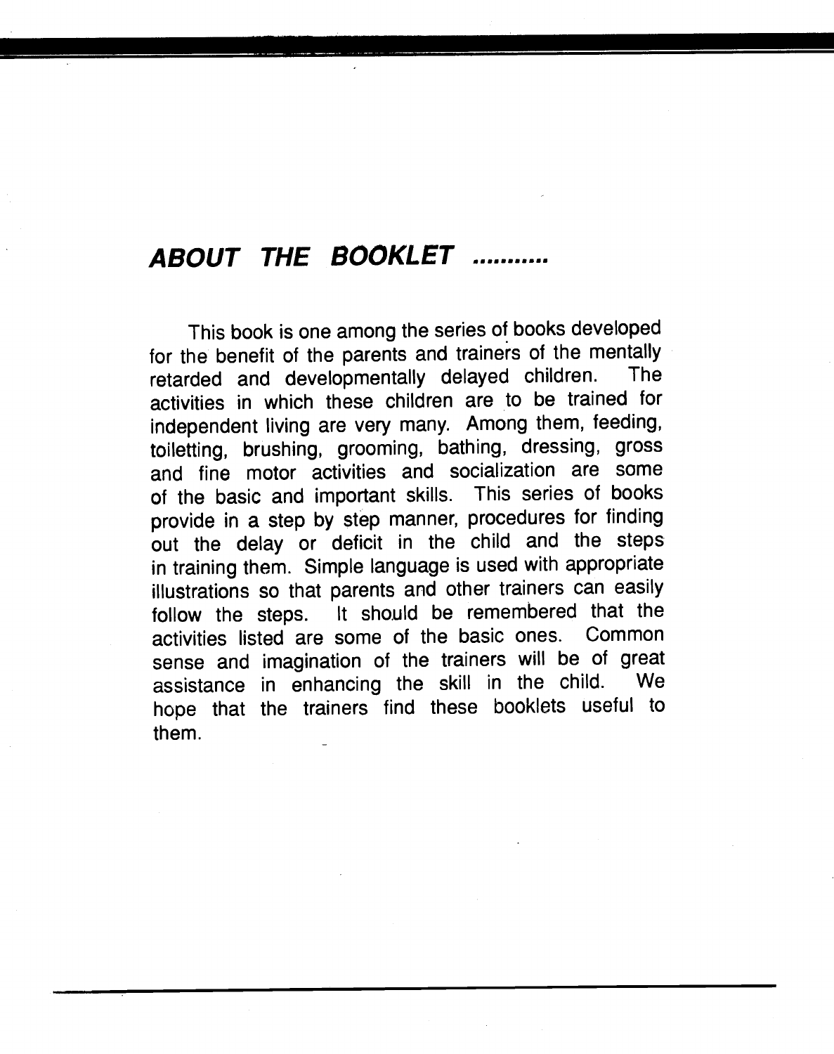## *ABOUT THE BOOKLET ...........*

This book is one among the series of books developed for the benefit of the parents and trainers of the mentally retarded and developmentally delayed children. The activities in which these children are to be trained for independent living are very many. Among them, feeding, toiletting, brushing, grooming, bathing, dressing, gross and fine motor activities and socialization are some of the basic and important skills. This series of books provide in a step by step manner, procedures for finding out the delay or deficit in the child and the steps in training them. Simple language is used with appropriate illustrations so that parents and other trainers can easily follow the steps. It should be remembered that the activities listed are some of the basic ones. Common sense and imagination of the trainers will be of great assistance in enhancing the skill in the child. We hope that the trainers find these booklets useful to them.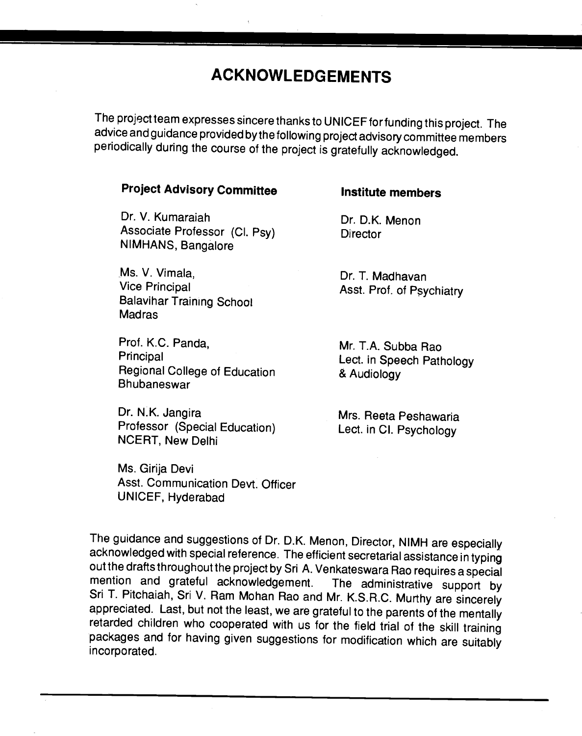# ACKNOWLEDGEMENTS

The project team expresses sincere thanks to UNICEF for funding this project. The advice and guidance provided by the following project advisory committee members periodically during the course of the project is gratefully acknowledged.

**Project Advisory Committee**

Dr. V. Kumaraiah
Associate Professor (Cl. Psy)
NIMHANS, Bangalore

Ms. V. Vimala,
Vice Principal
Balavihar Training School
Madras

Prof. K.C. Panda,
Principal
Regional College of Education
Bhubaneswar

Dr. N.K. Jangira
Professor (Special Education)
NCERT, New Delhi

Ms. Girija Devi
Asst. Communication Devt. Officer
UNICEF, Hyderabad

**Institute members**

Dr. D.K. Menon
Director

Dr. T. Madhavan
Asst. Prof. of Psychiatry

Mr. T.A. Subba Rao
Lect. in Speech Pathology & Audiology

Mrs. Reeta Peshawaria
Lect. in Cl. Psychology

The guidance and suggestions of Dr. D.K. Menon, Director, NIMH are especially acknowledged with special reference. The efficient secretarial assistance in typing out the drafts throughout the project by Sri A. Venkateswara Rao requires a special mention and grateful acknowledgement. The administrative support by Sri T. Pitchaiah, Sri V. Ram Mohan Rao and Mr. K.S.R.C. Murthy are sincerely appreciated. Last, but not the least, we are grateful to the parents of the mentally retarded children who cooperated with us for the field trial of the skill training packages and for having given suggestions for modification which are suitably incorporated.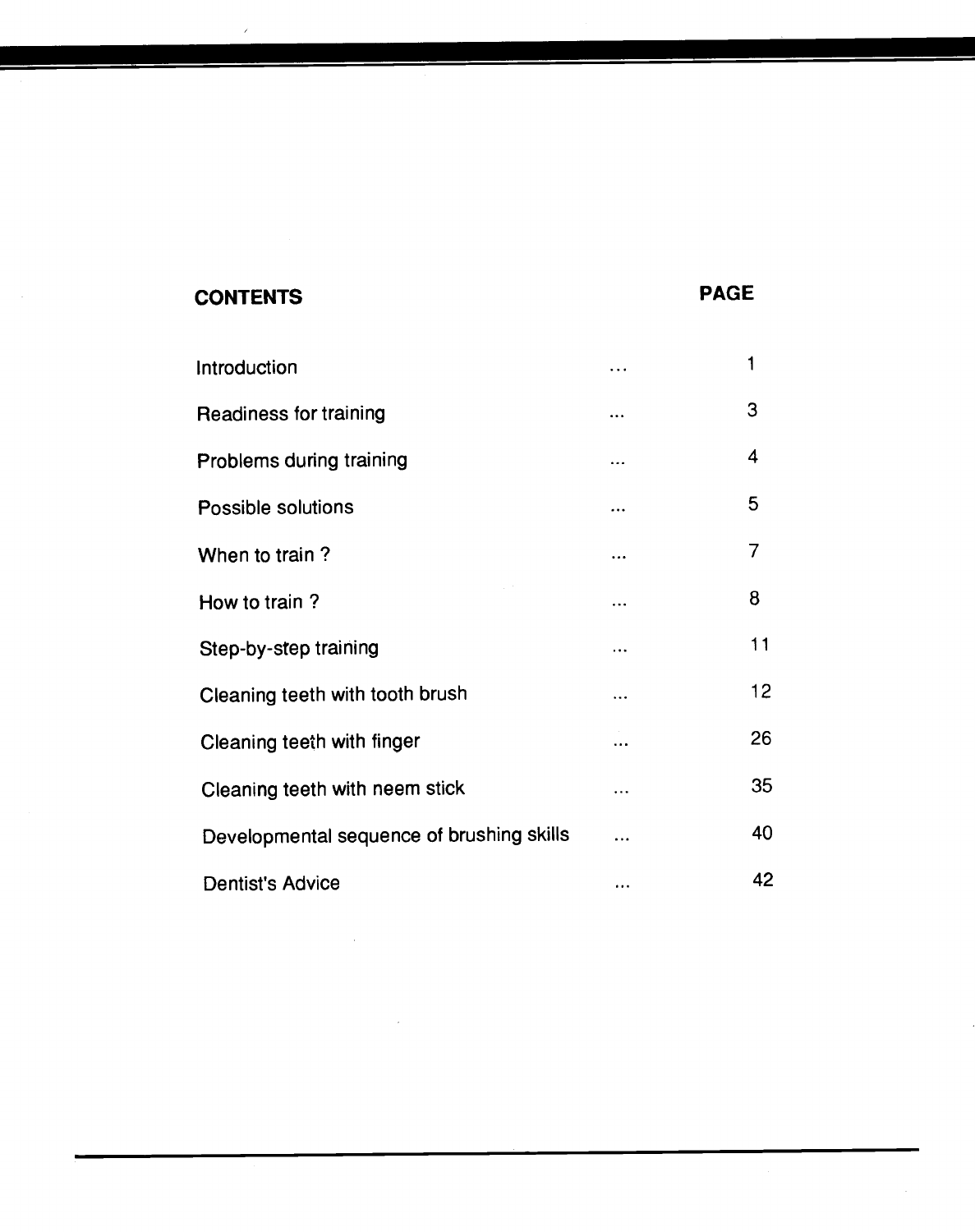## CONTENTS

| | | PAGE |
|---|---|---|
| Introduction | ... | 1 |
| Readiness for training | ... | 3 |
| Problems during training | ... | 4 |
| Possible solutions | ... | 5 |
| When to train ? | ... | 7 |
| How to train ? | ... | 8 |
| Step-by-step training | ... | 11 |
| Cleaning teeth with tooth brush | ... | 12 |
| Cleaning teeth with finger | ... | 26 |
| Cleaning teeth with neem stick | ... | 35 |
| Developmental sequence of brushing skills | ... | 40 |
| Dentist's Advice | ... | 42 |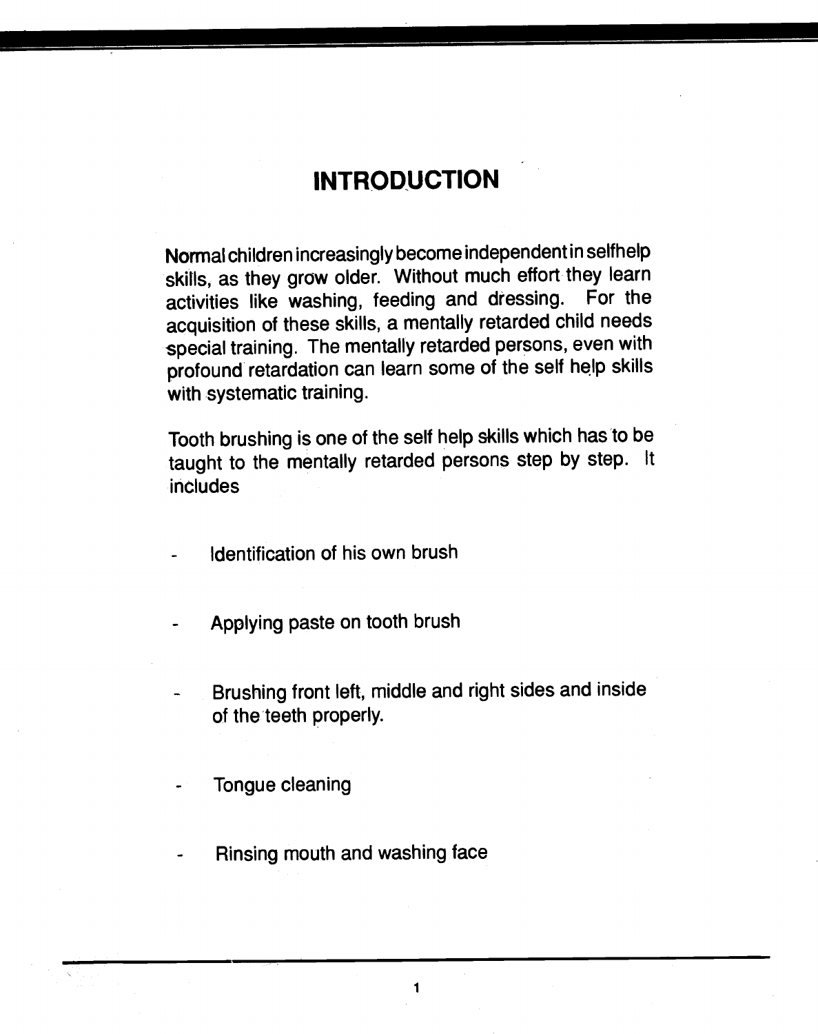# INTRODUCTION

Normal children increasingly become independent in selfhelp skills, as they grow older. Without much effort they learn activities like washing, feeding and dressing. For the acquisition of these skills, a mentally retarded child needs special training. The mentally retarded persons, even with profound retardation can learn some of the self help skills with systematic training.

Tooth brushing is one of the self help skills which has to be taught to the mentally retarded persons step by step. It includes

- Identification of his own brush
- Applying paste on tooth brush
- Brushing front left, middle and right sides and inside of the teeth properly.
- Tongue cleaning
- Rinsing mouth and washing face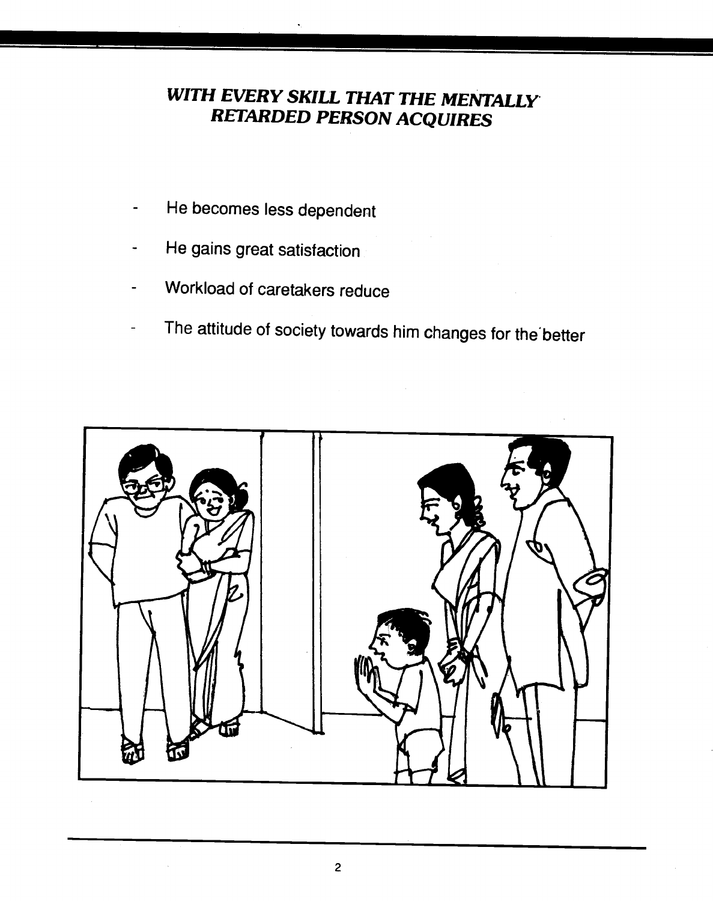## *WITH EVERY SKILL THAT THE MENTALLY RETARDED PERSON ACQUIRES*

- He becomes less dependent
- He gains great satisfaction
- Workload of caretakers reduce
- The attitude of society towards him changes for the better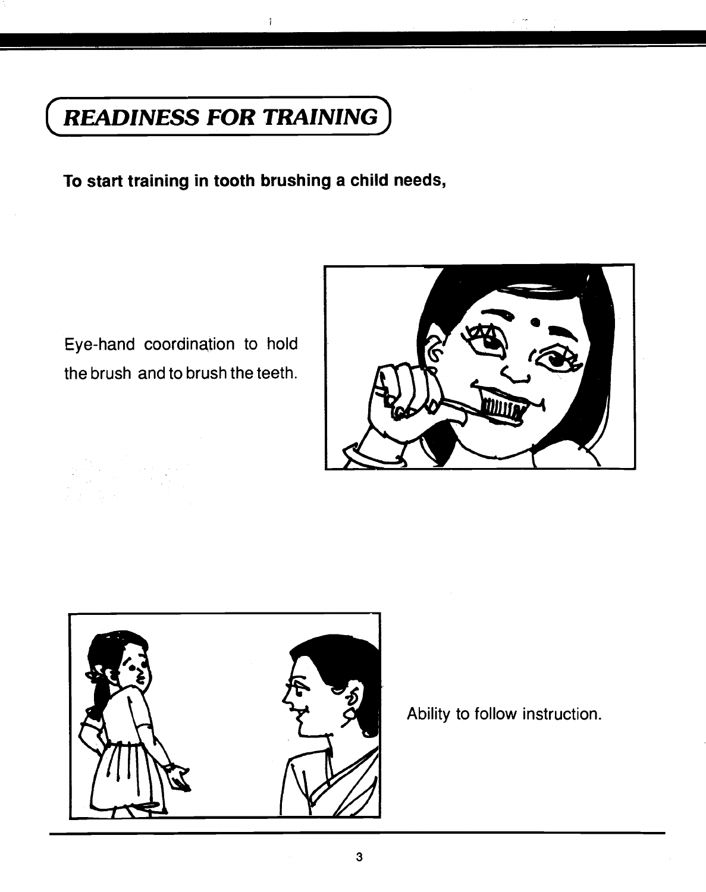## READINESS FOR TRAINING

**To start training in tooth brushing a child needs,**

Eye-hand coordination to hold the brush and to brush the teeth.

Ability to follow instruction.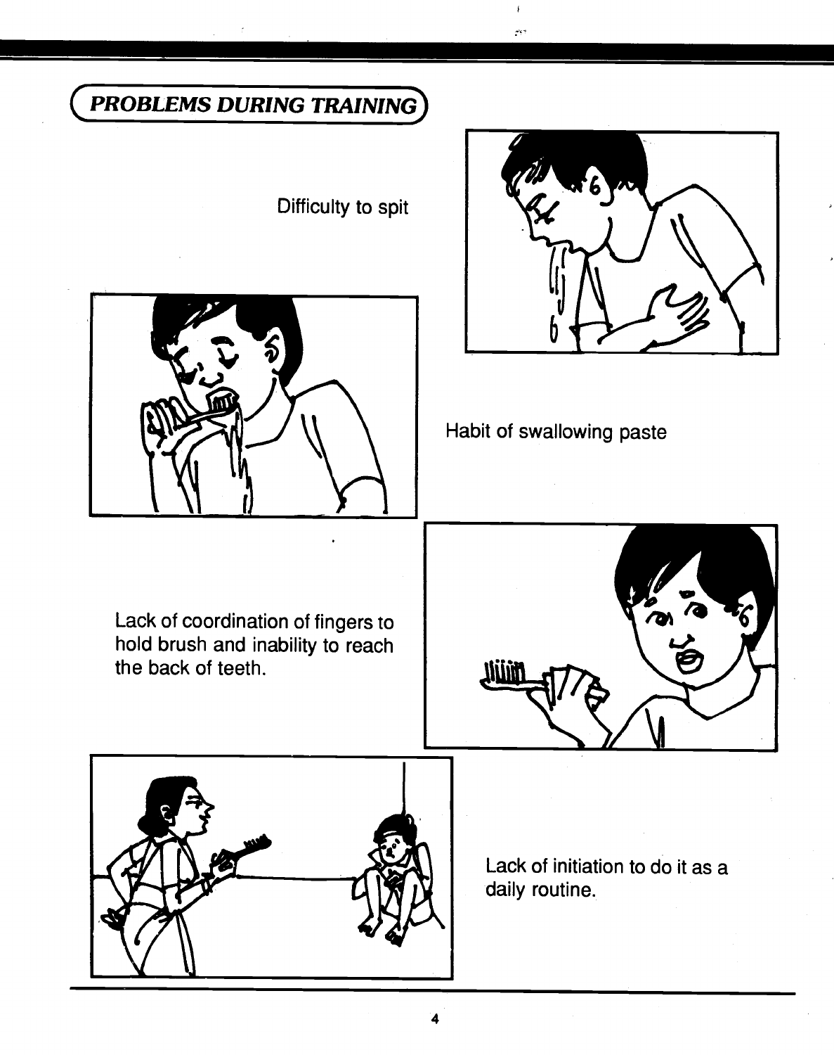## PROBLEMS DURING TRAINING

Difficulty to spit

Habit of swallowing paste

Lack of coordination of fingers to hold brush and inability to reach the back of teeth.

Lack of initiation to do it as a daily routine.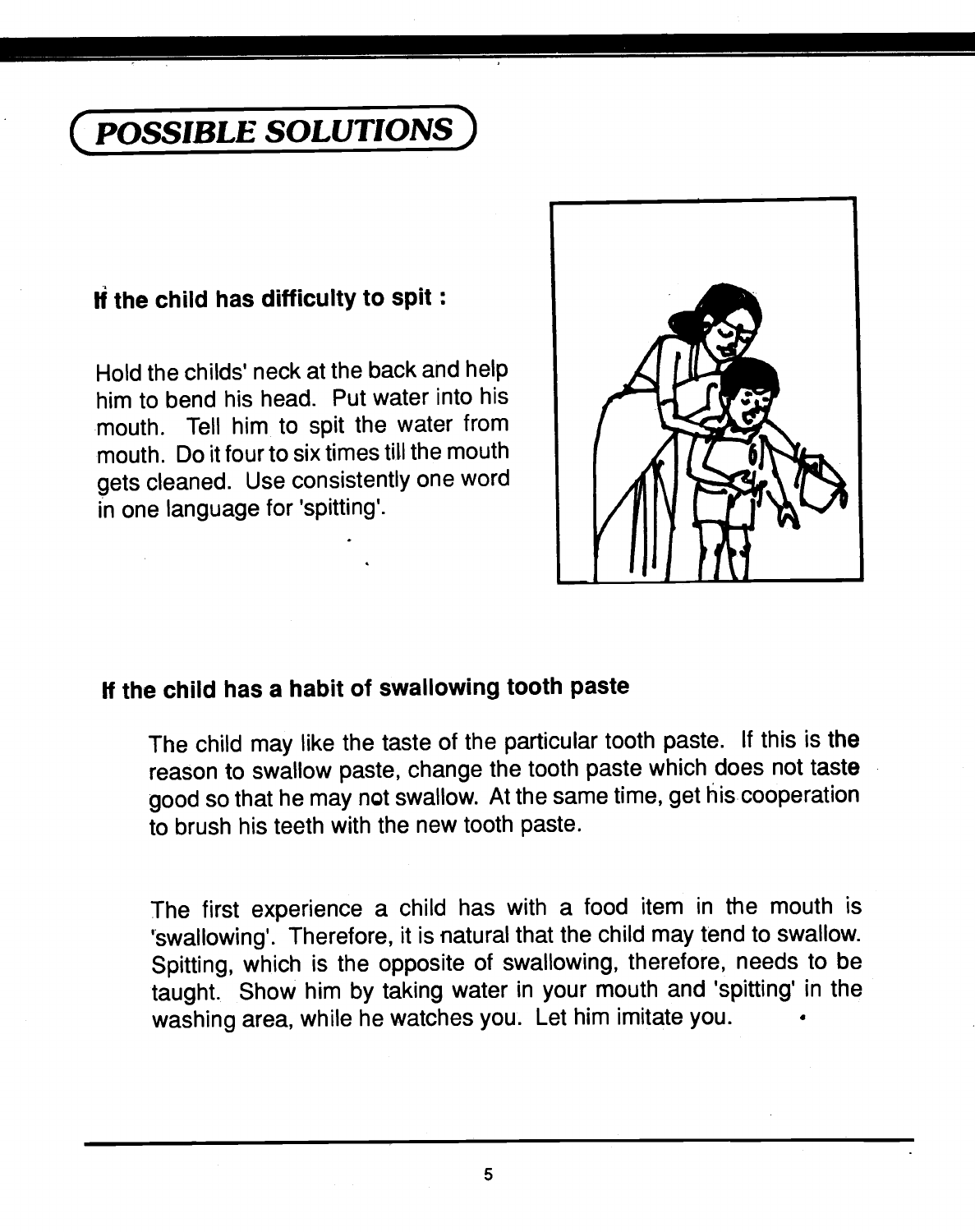# POSSIBLE SOLUTIONS

**If the child has difficulty to spit :**

Hold the childs' neck at the back and help him to bend his head. Put water into his mouth. Tell him to spit the water from mouth. Do it four to six times till the mouth gets cleaned. Use consistently one word in one language for 'spitting'.

**If the child has a habit of swallowing tooth paste**

The child may like the taste of the particular tooth paste. If this is the reason to swallow paste, change the tooth paste which does not taste good so that he may not swallow. At the same time, get his cooperation to brush his teeth with the new tooth paste.

The first experience a child has with a food item in the mouth is 'swallowing'. Therefore, it is natural that the child may tend to swallow. Spitting, which is the opposite of swallowing, therefore, needs to be taught. Show him by taking water in your mouth and 'spitting' in the washing area, while he watches you. Let him imitate you.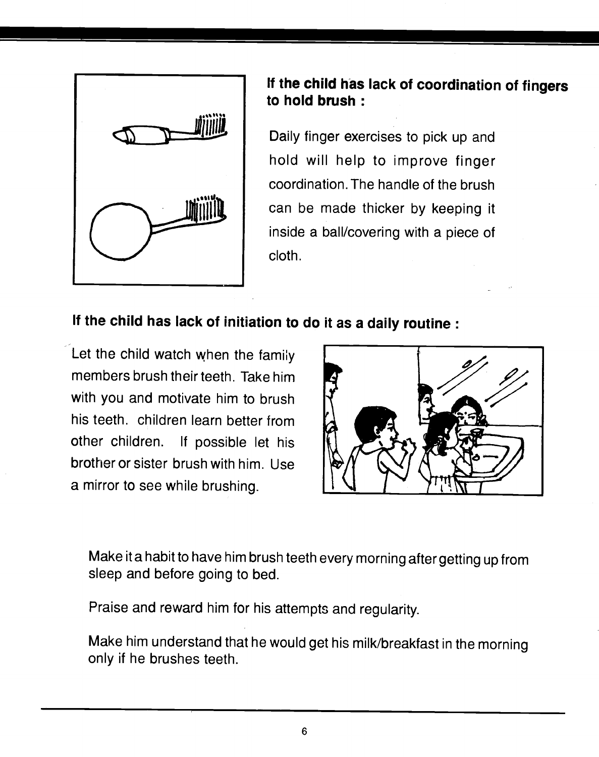**If the child has lack of coordination of fingers to hold brush :**

Daily finger exercises to pick up and hold will help to improve finger coordination. The handle of the brush can be made thicker by keeping it inside a ball/covering with a piece of cloth.

**If the child has lack of initiation to do it as a daily routine :**

Let the child watch when the family members brush their teeth. Take him with you and motivate him to brush his teeth. children learn better from other children. If possible let his brother or sister brush with him. Use a mirror to see while brushing.

Make it a habit to have him brush teeth every morning after getting up from sleep and before going to bed.

Praise and reward him for his attempts and regularity.

Make him understand that he would get his milk/breakfast in the morning only if he brushes teeth.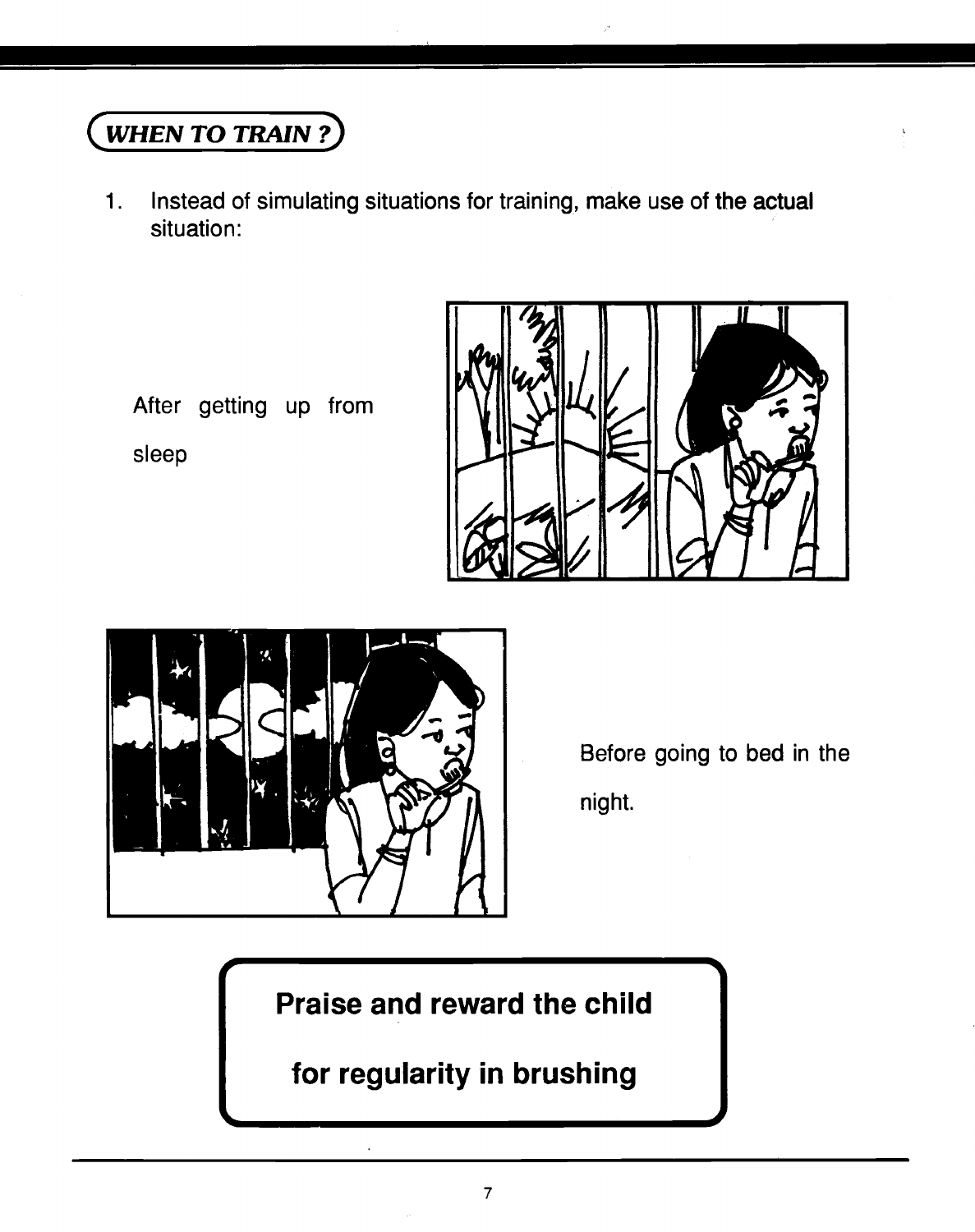## *WHEN TO TRAIN ?*

1. Instead of simulating situations for training, make use of the actual situation:

After getting up from sleep

Before going to bed in the night.

**Praise and reward the child for regularity in brushing**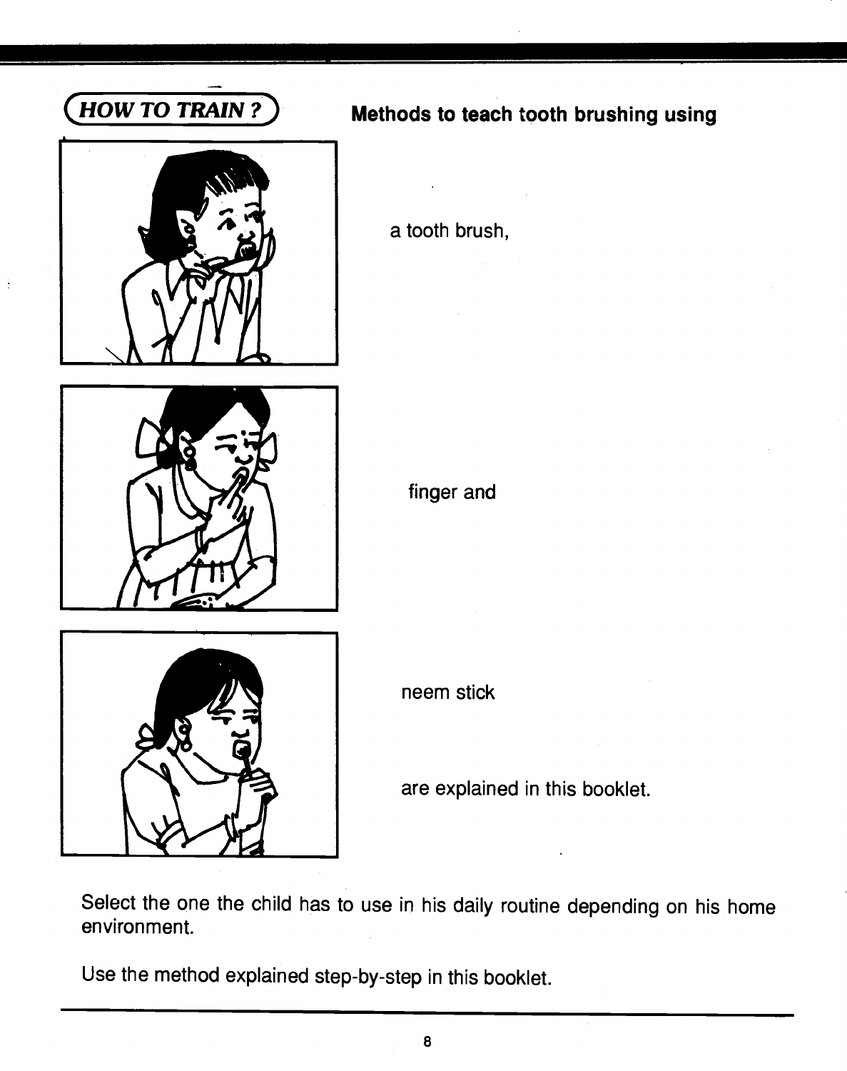## HOW TO TRAIN ?

**Methods to teach tooth brushing using**

a tooth brush,

finger and

neem stick

are explained in this booklet.

Select the one the child has to use in his daily routine depending on his home environment.

Use the method explained step-by-step in this booklet.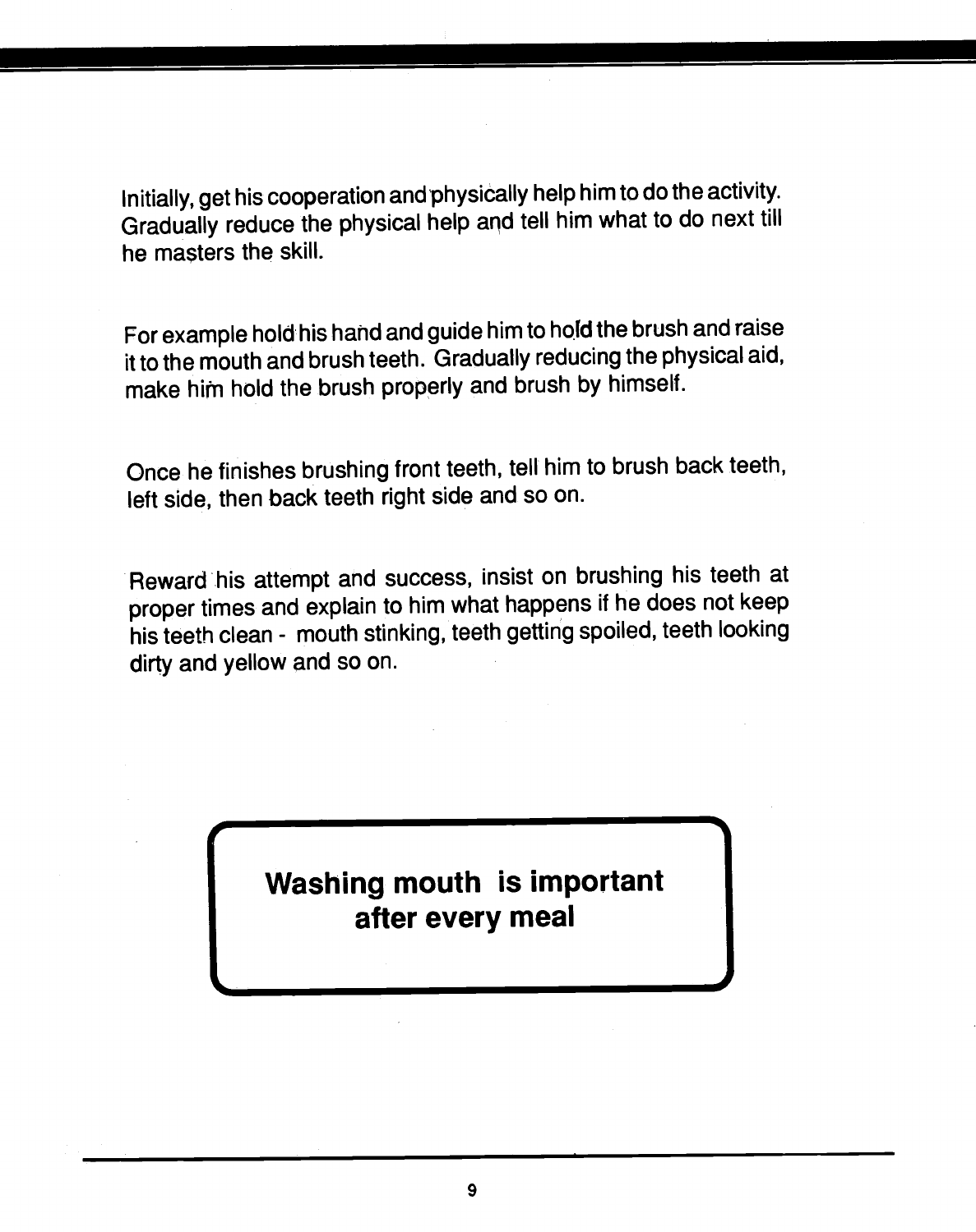Initially, get his cooperation and physically help him to do the activity. Gradually reduce the physical help and tell him what to do next till he masters the skill.

For example hold his hand and guide him to hold the brush and raise it to the mouth and brush teeth. Gradually reducing the physical aid, make him hold the brush properly and brush by himself.

Once he finishes brushing front teeth, tell him to brush back teeth, left side, then back teeth right side and so on.

Reward his attempt and success, insist on brushing his teeth at proper times and explain to him what happens if he does not keep his teeth clean - mouth stinking, teeth getting spoiled, teeth looking dirty and yellow and so on.

**Washing mouth is important after every meal**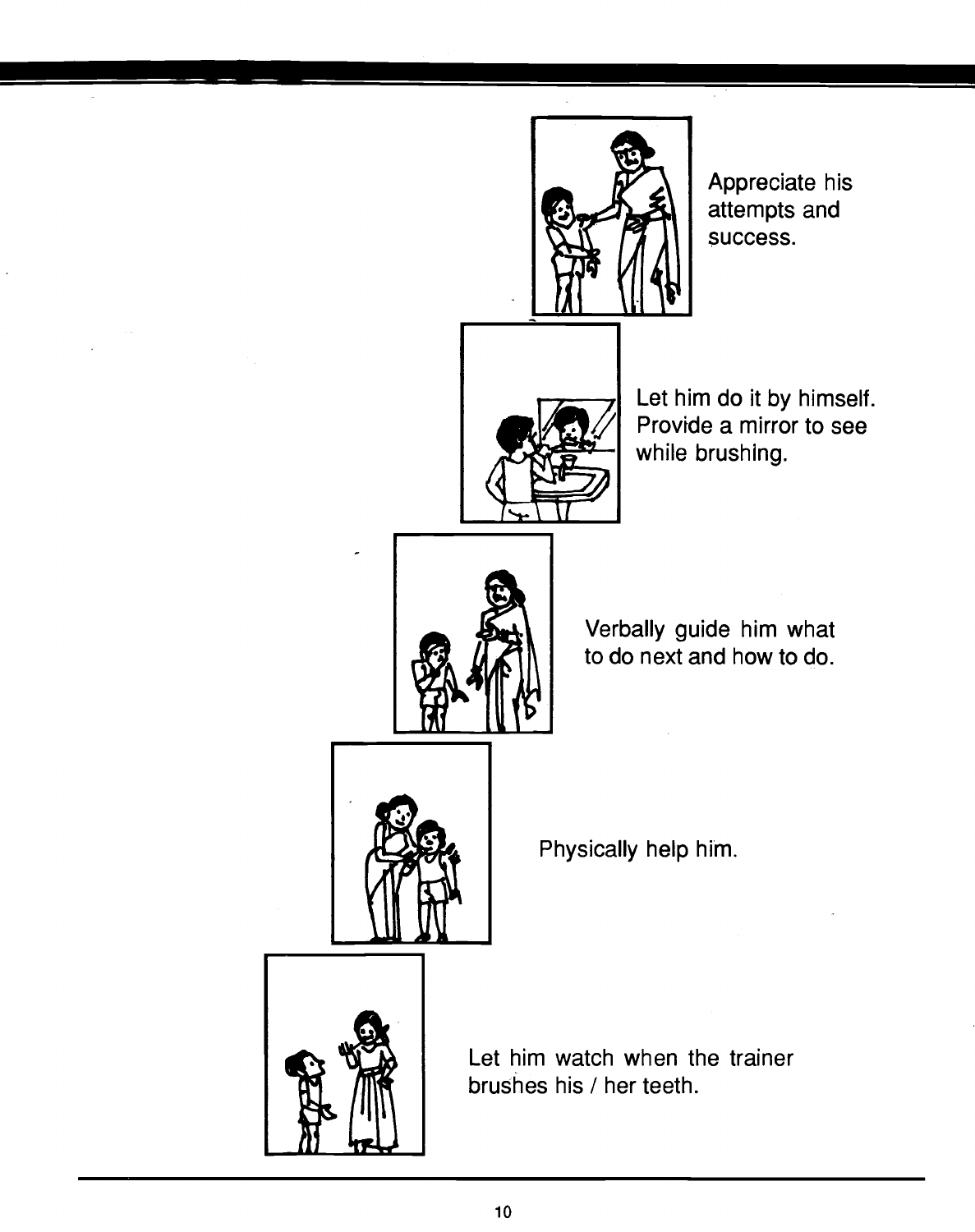Appreciate his attempts and success.

Let him do it by himself. Provide a mirror to see while brushing.

Verbally guide him what to do next and how to do.

Physically help him.

Let him watch when the trainer brushes his / her teeth.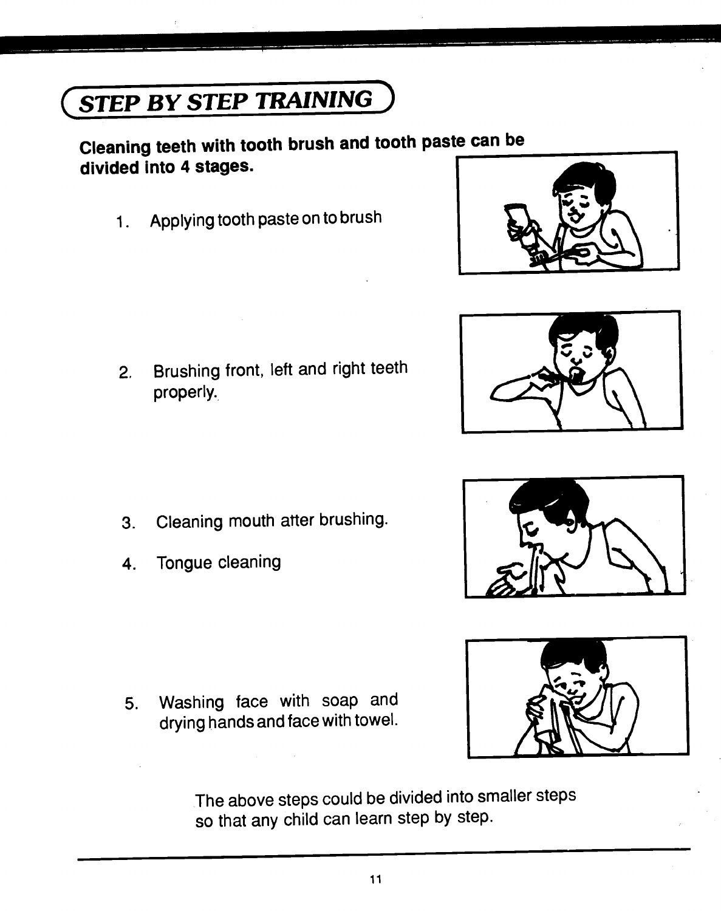## STEP BY STEP TRAINING

**Cleaning teeth with tooth brush and tooth paste can be divided into 4 stages.**

1. Applying tooth paste on to brush

2. Brushing front, left and right teeth properly.

3. Cleaning mouth after brushing.

4. Tongue cleaning

5. Washing face with soap and drying hands and face with towel.

The above steps could be divided into smaller steps so that any child can learn step by step.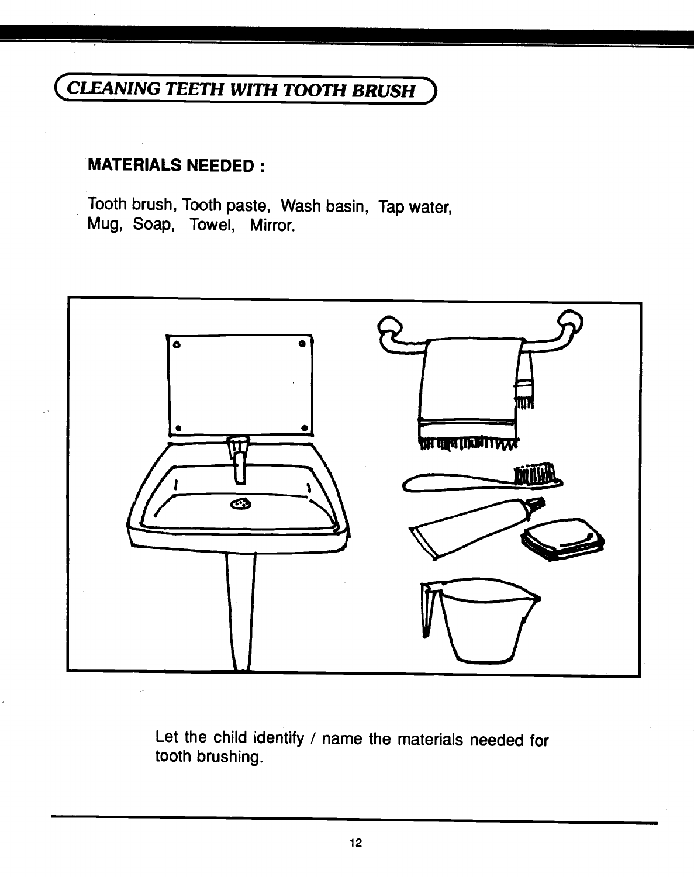## CLEANING TEETH WITH TOOTH BRUSH

**MATERIALS NEEDED :**

Tooth brush, Tooth paste, Wash basin, Tap water, Mug, Soap, Towel, Mirror.

Let the child identify / name the materials needed for tooth brushing.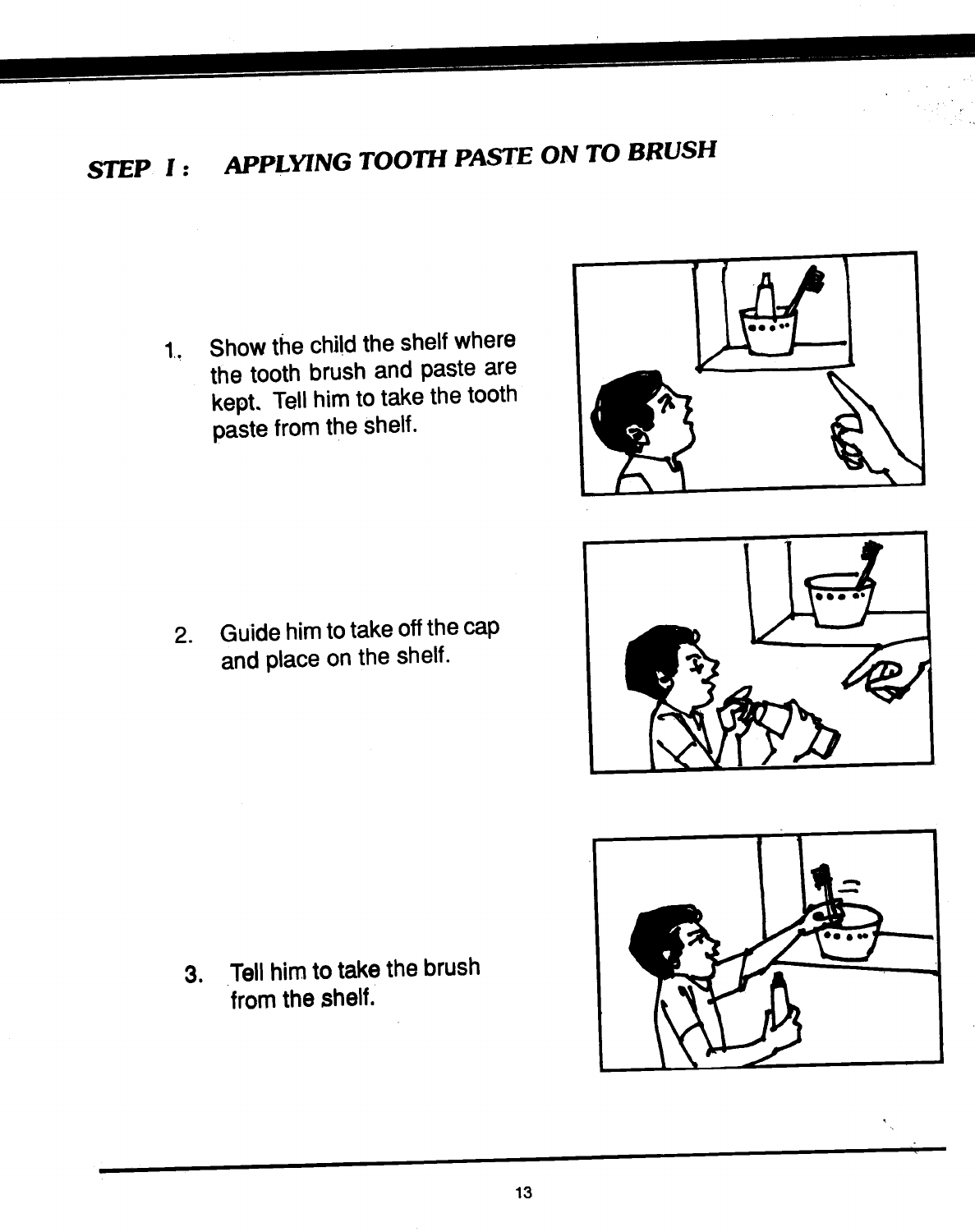## *STEP I : APPLYING TOOTH PASTE ON TO BRUSH*

1. Show the child the shelf where the tooth brush and paste are kept. Tell him to take the tooth paste from the shelf.

2. Guide him to take off the cap and place on the shelf.

3. Tell him to take the brush from the shelf.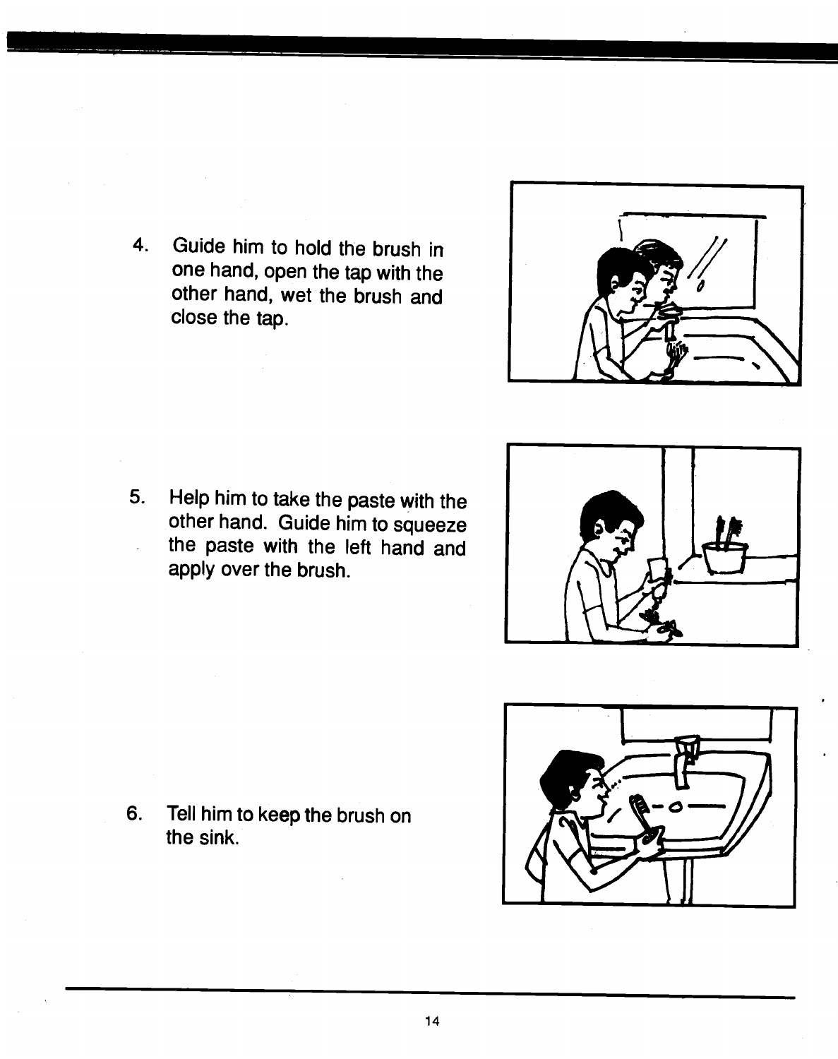4. Guide him to hold the brush in one hand, open the tap with the other hand, wet the brush and close the tap.

5. Help him to take the paste with the other hand. Guide him to squeeze the paste with the left hand and apply over the brush.

6. Tell him to keep the brush on the sink.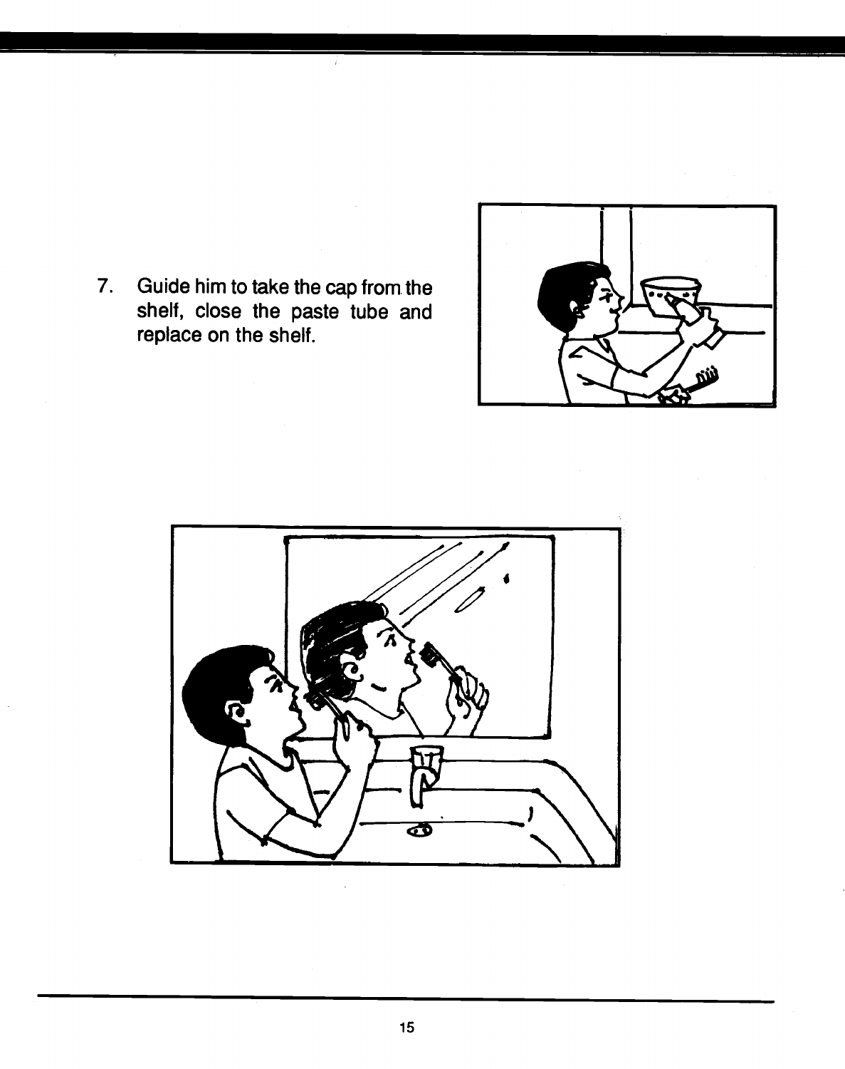7. Guide him to take the cap from the shelf, close the paste tube and replace on the shelf.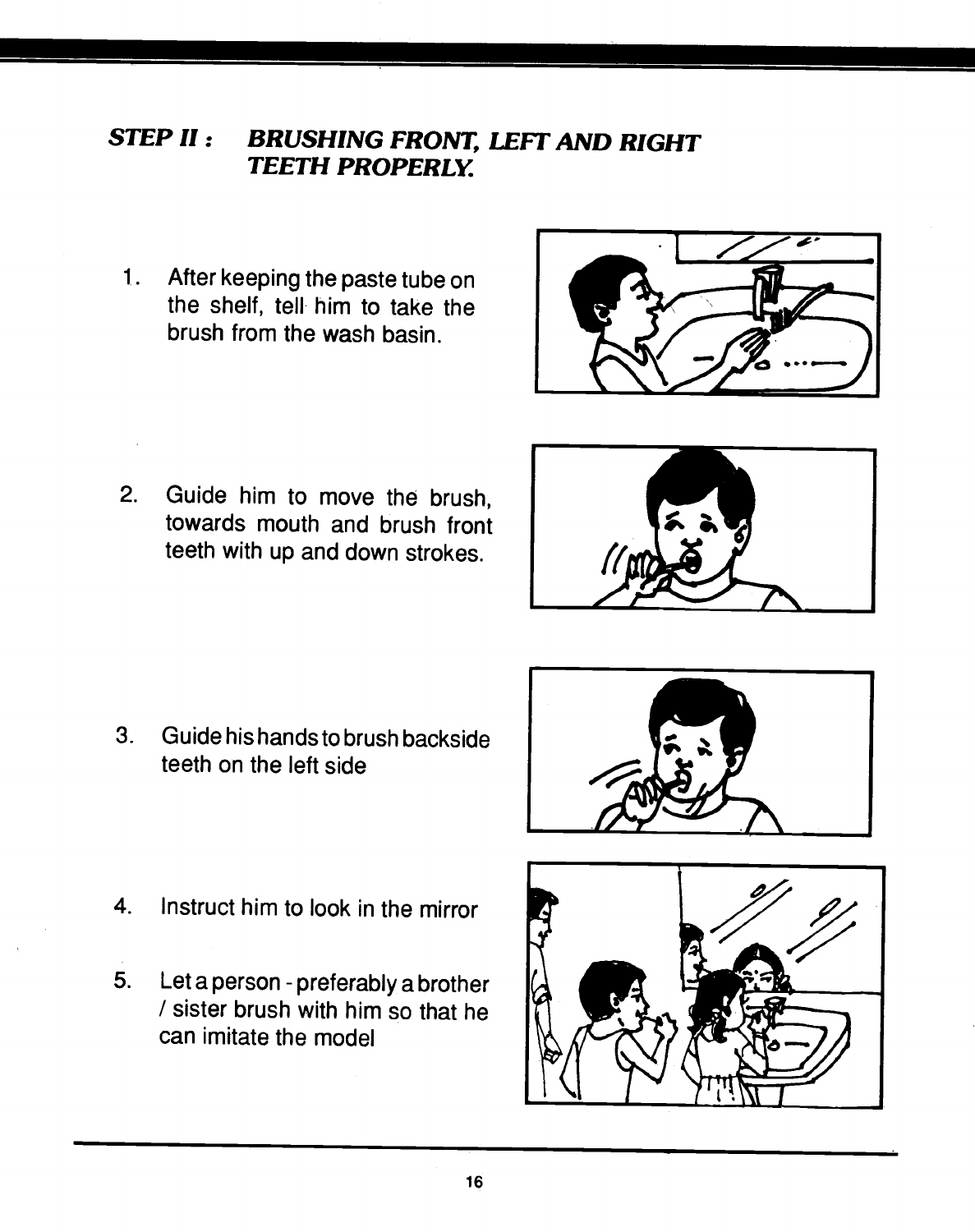## *STEP II : BRUSHING FRONT, LEFT AND RIGHT TEETH PROPERLY.*

1. After keeping the paste tube on the shelf, tell him to take the brush from the wash basin.

2. Guide him to move the brush, towards mouth and brush front teeth with up and down strokes.

3. Guide his hands to brush backside teeth on the left side

4. Instruct him to look in the mirror

5. Let a person - preferably a brother / sister brush with him so that he can imitate the model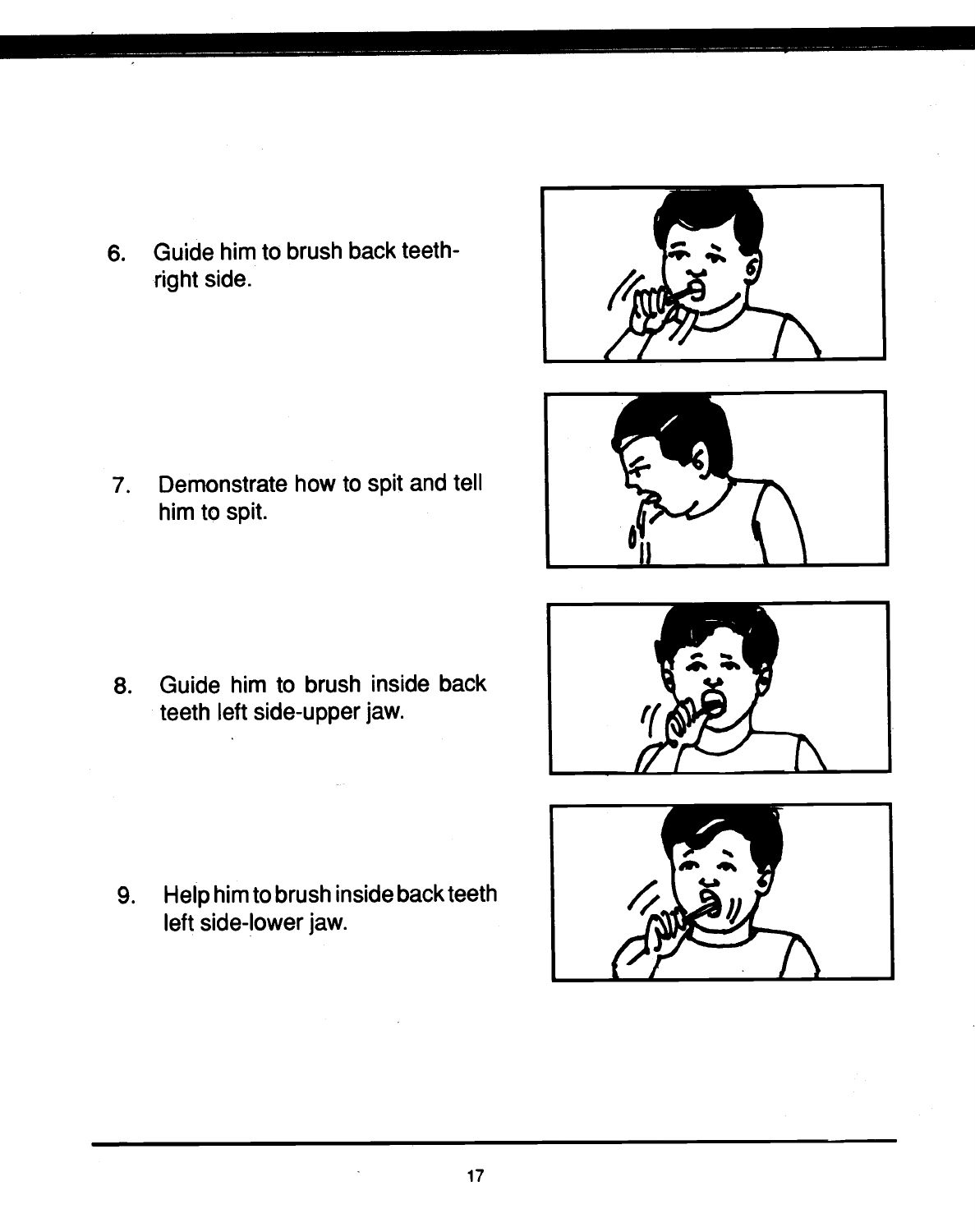6. Guide him to brush back teeth-right side.

7. Demonstrate how to spit and tell him to spit.

8. Guide him to brush inside back teeth left side-upper jaw.

9. Help him to brush inside back teeth left side-lower jaw.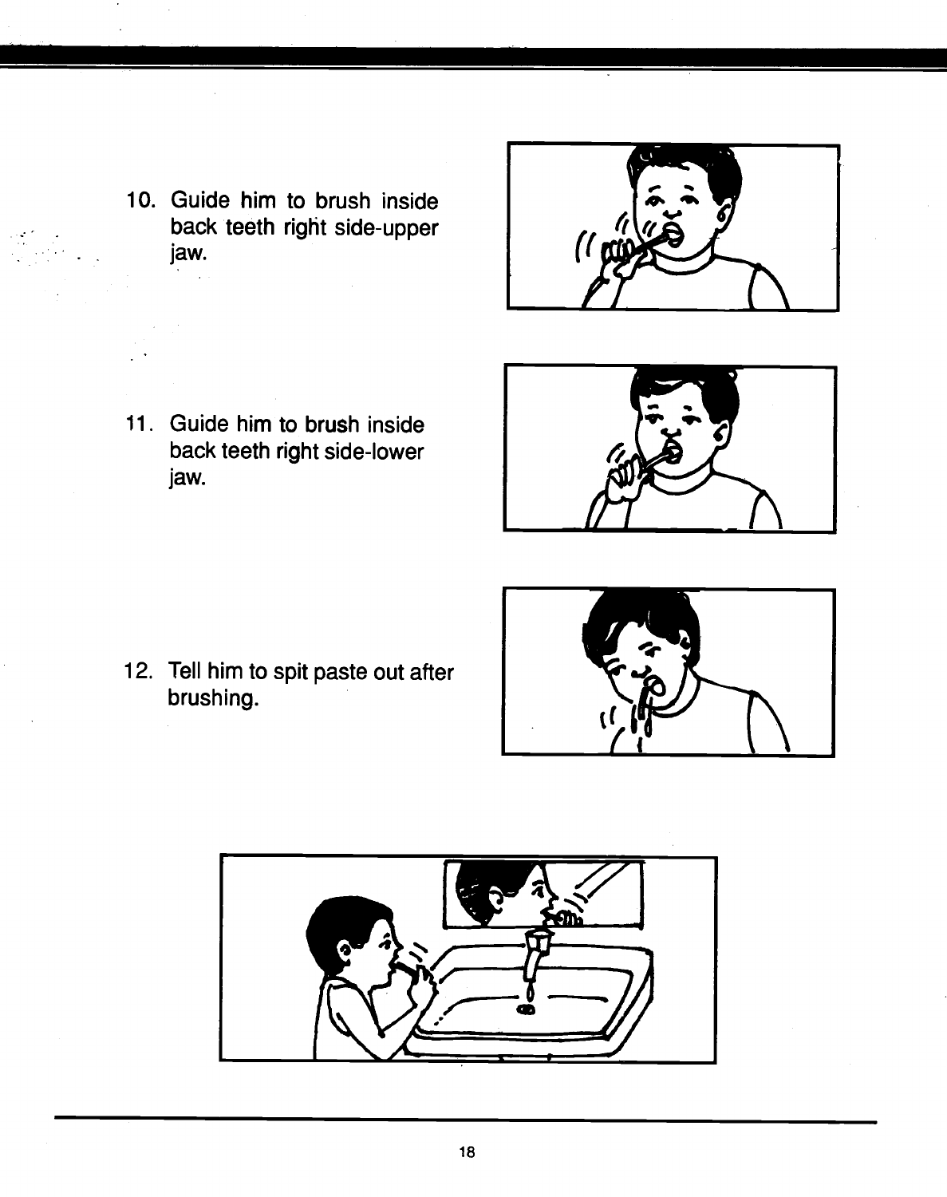10. Guide him to brush inside back teeth right side-upper jaw.

11. Guide him to brush inside back teeth right side-lower jaw.

12. Tell him to spit paste out after brushing.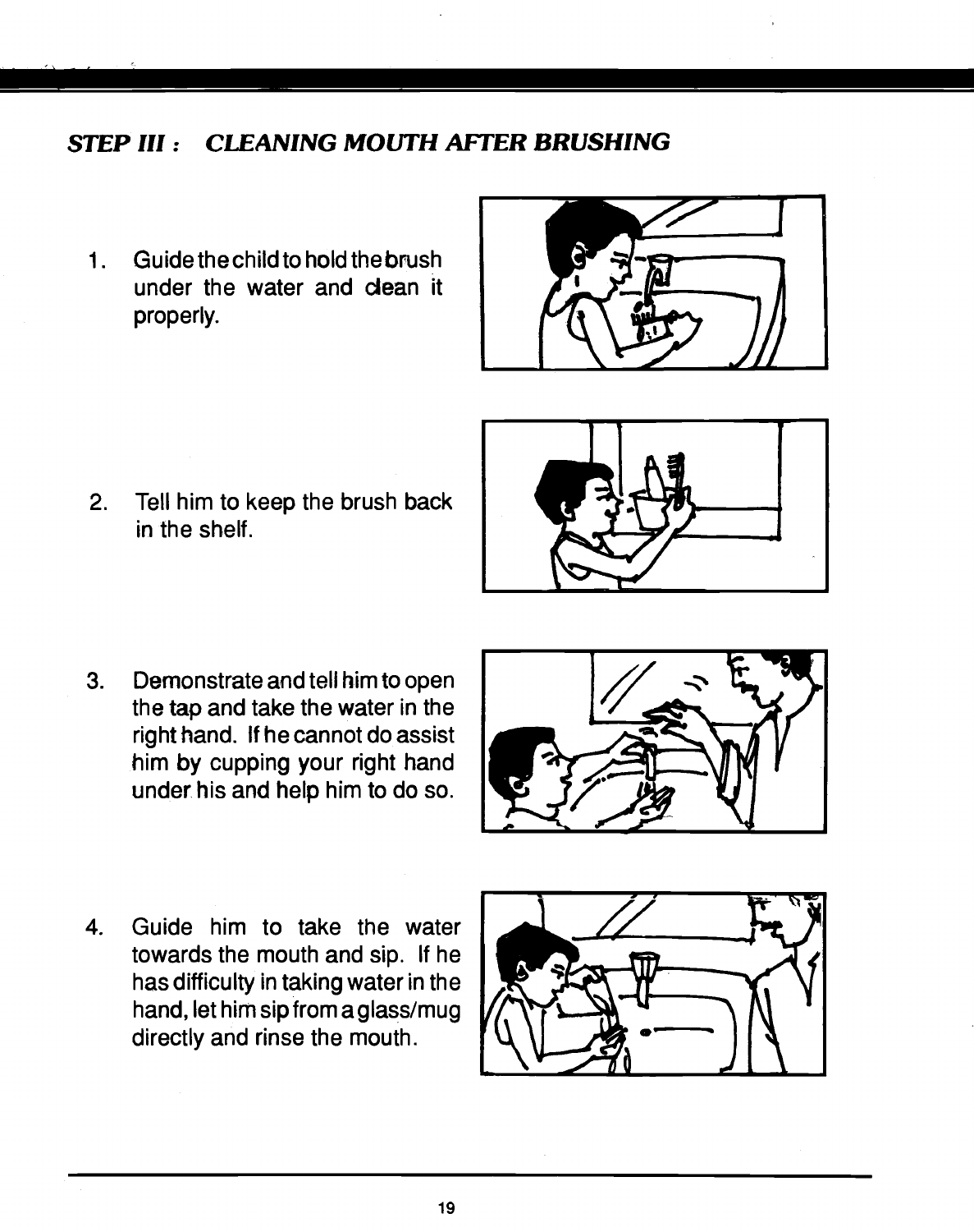## *STEP III : CLEANING MOUTH AFTER BRUSHING*

1. Guide the child to hold the brush under the water and clean it properly.

2. Tell him to keep the brush back in the shelf.

3. Demonstrate and tell him to open the tap and take the water in the right hand. If he cannot do assist him by cupping your right hand under his and help him to do so.

4. Guide him to take the water towards the mouth and sip. If he has difficulty in taking water in the hand, let him sip from a glass/mug directly and rinse the mouth.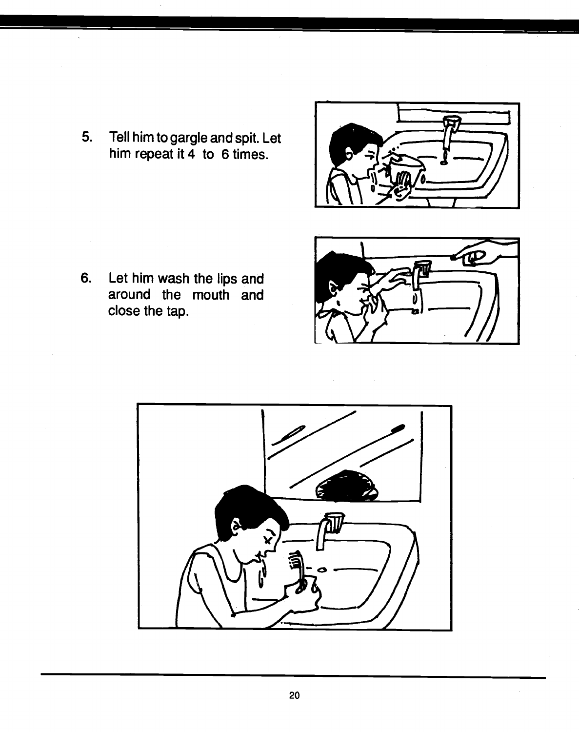5. Tell him to gargle and spit. Let him repeat it 4 to 6 times.

6. Let him wash the lips and around the mouth and close the tap.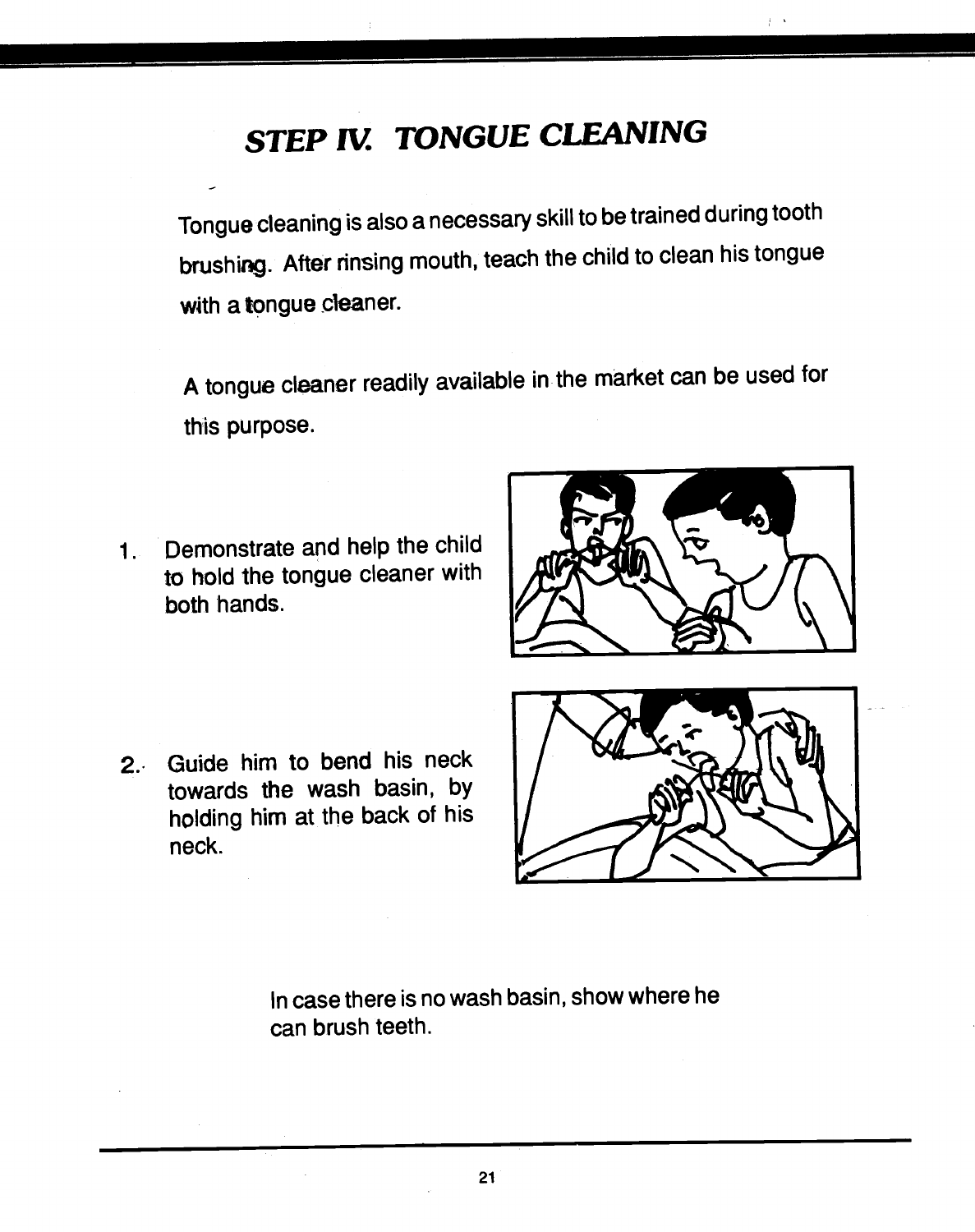# *STEP IV. TONGUE CLEANING*

Tongue cleaning is also a necessary skill to be trained during tooth brushing. After rinsing mouth, teach the child to clean his tongue with a tongue cleaner.

A tongue cleaner readily available in the market can be used for this purpose.

1. Demonstrate and help the child to hold the tongue cleaner with both hands.

2. Guide him to bend his neck towards the wash basin, by holding him at the back of his neck.

In case there is no wash basin, show where he can brush teeth.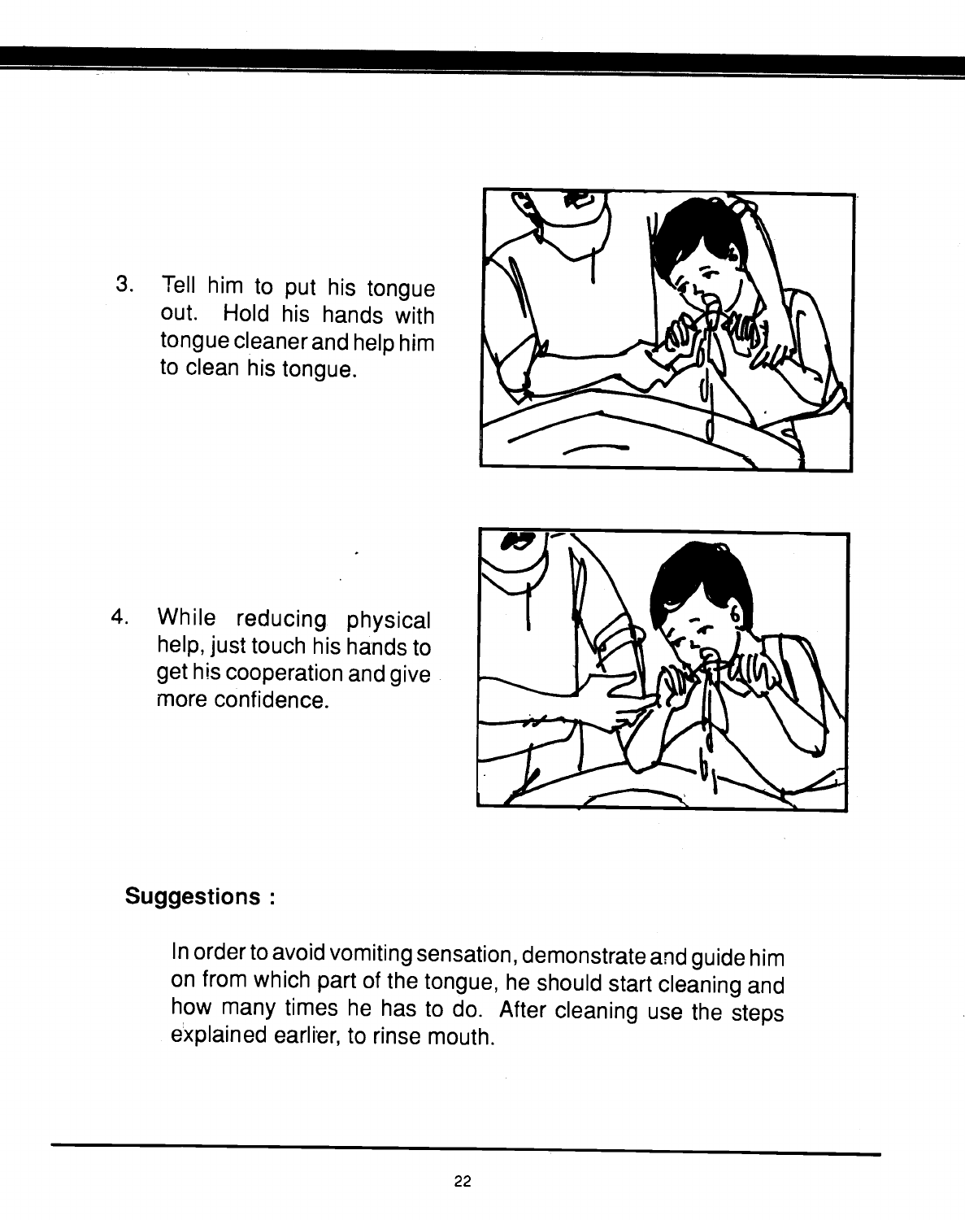3. Tell him to put his tongue out. Hold his hands with tongue cleaner and help him to clean his tongue.

4. While reducing physical help, just touch his hands to get his cooperation and give more confidence.

**Suggestions :**

In order to avoid vomiting sensation, demonstrate and guide him on from which part of the tongue, he should start cleaning and how many times he has to do. After cleaning use the steps explained earlier, to rinse mouth.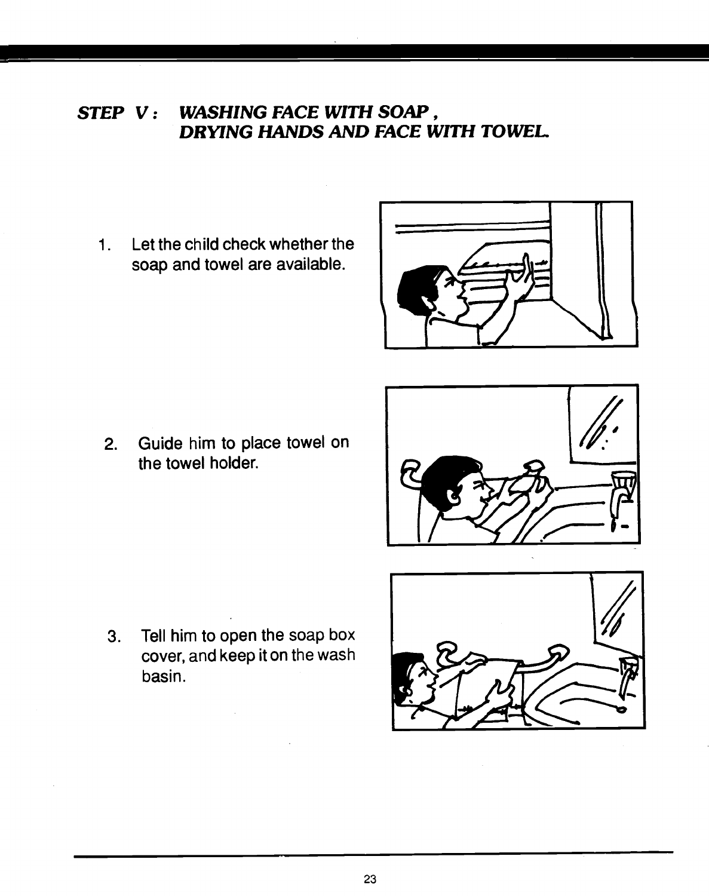## STEP V : WASHING FACE WITH SOAP, DRYING HANDS AND FACE WITH TOWEL.

1. Let the child check whether the soap and towel are available.

2. Guide him to place towel on the towel holder.

3. Tell him to open the soap box cover, and keep it on the wash basin.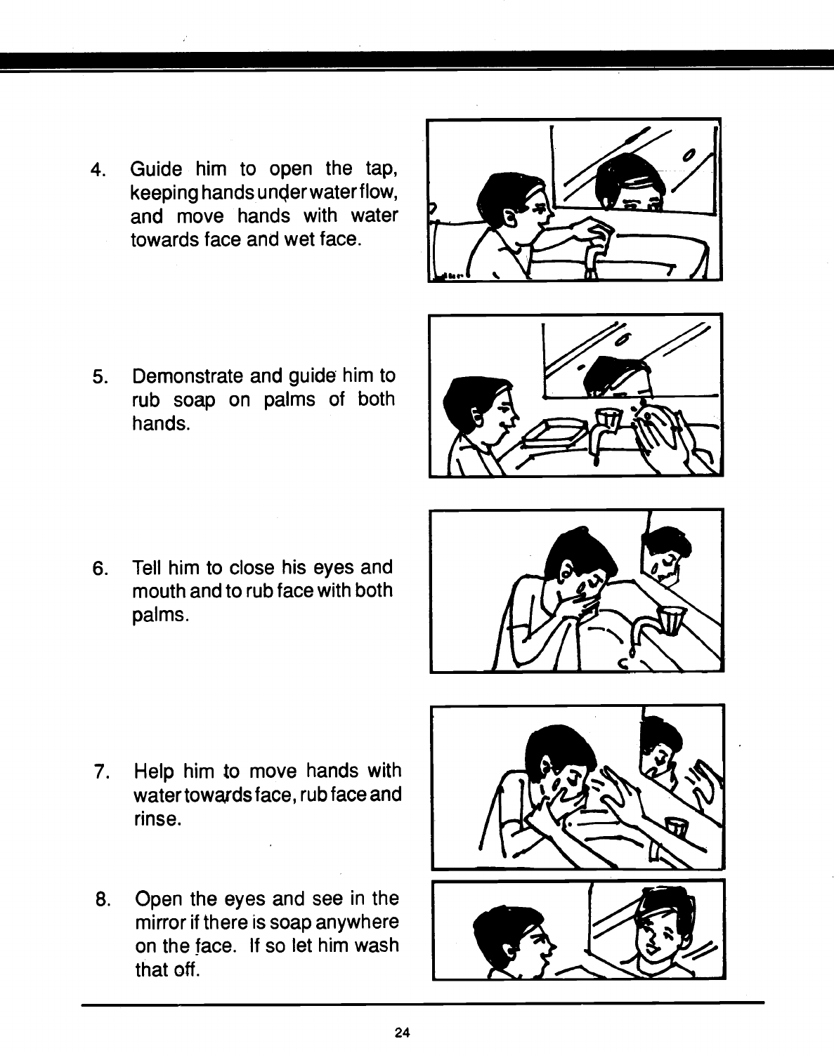4. Guide him to open the tap, keeping hands under water flow, and move hands with water towards face and wet face.

5. Demonstrate and guide him to rub soap on palms of both hands.

6. Tell him to close his eyes and mouth and to rub face with both palms.

7. Help him to move hands with water towards face, rub face and rinse.

8. Open the eyes and see in the mirror if there is soap anywhere on the face. If so let him wash that off.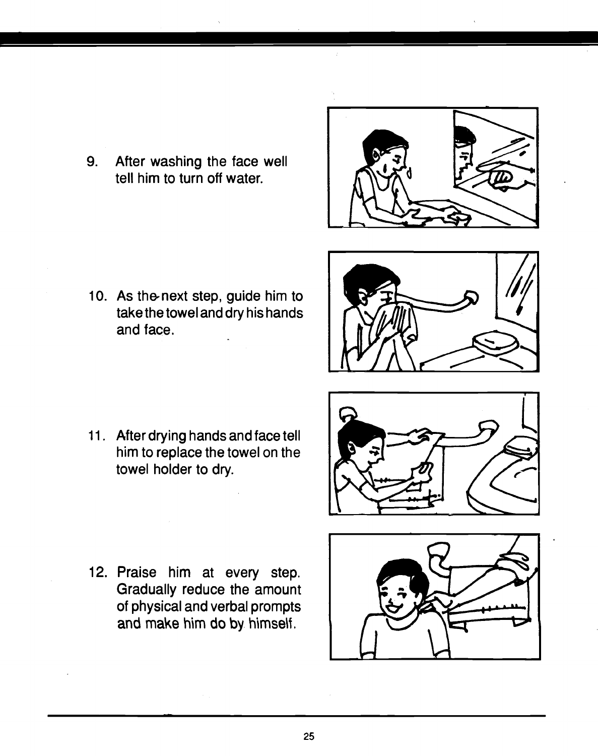9. After washing the face well tell him to turn off water.

10. As the next step, guide him to take the towel and dry his hands and face.

11. After drying hands and face tell him to replace the towel on the towel holder to dry.

12. Praise him at every step. Gradually reduce the amount of physical and verbal prompts and make him do by himself.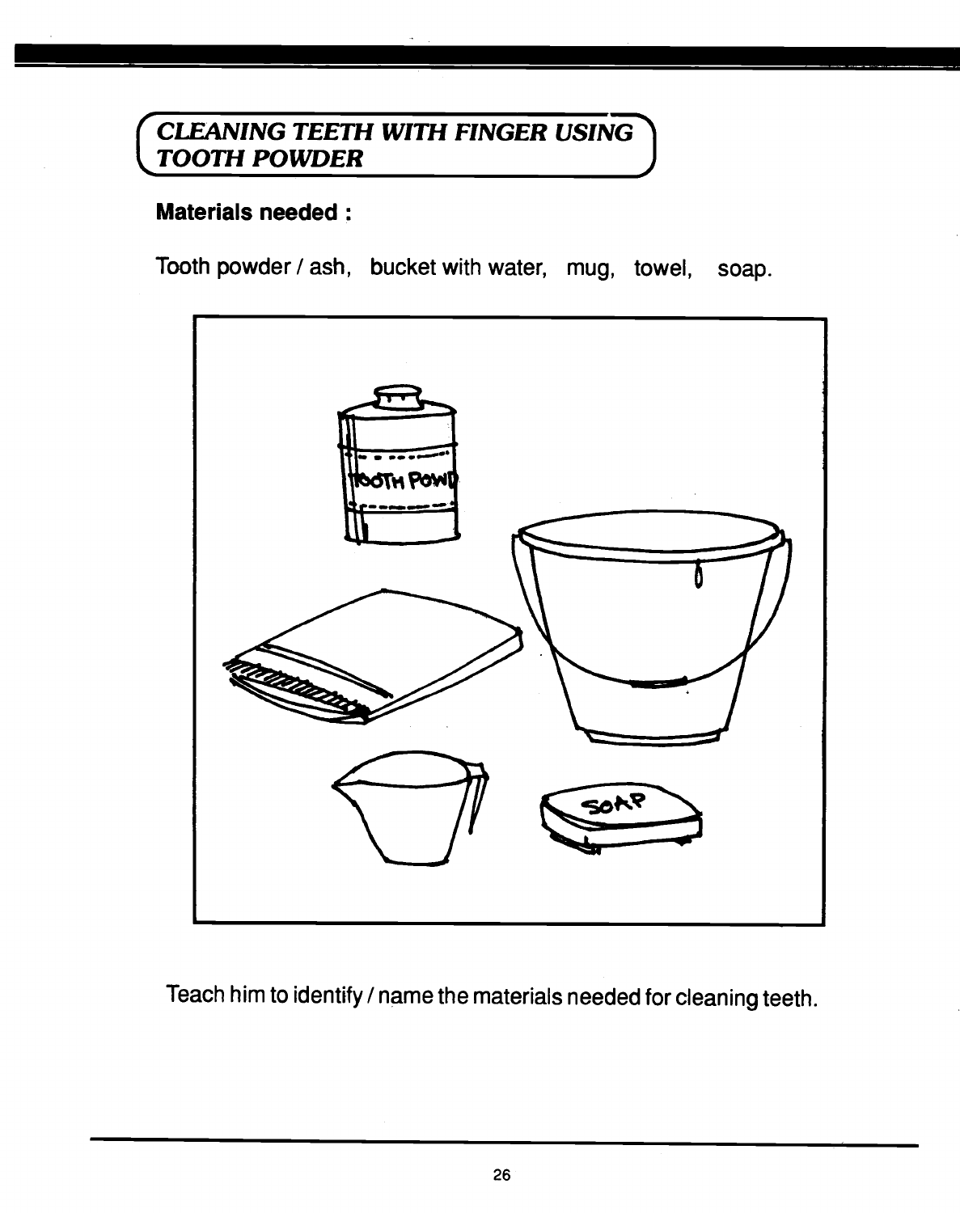## *CLEANING TEETH WITH FINGER USING TOOTH POWDER*

**Materials needed :**

Tooth powder / ash, bucket with water, mug, towel, soap.

Teach him to identify / name the materials needed for cleaning teeth.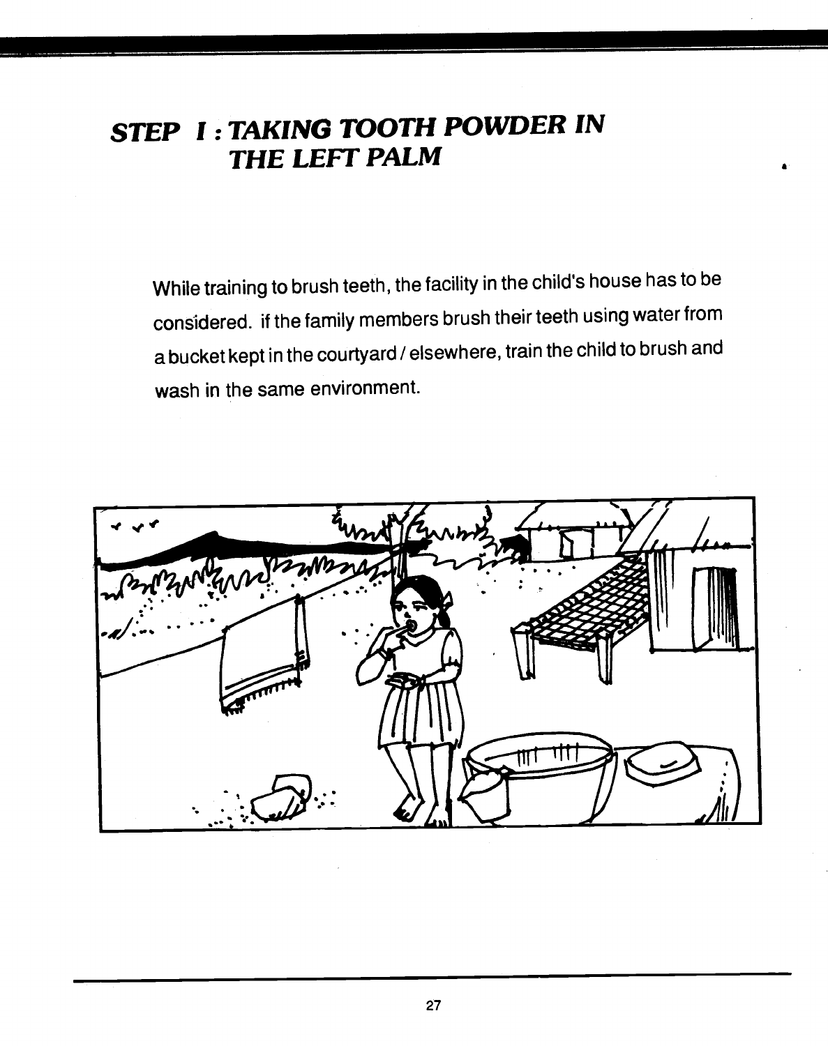## STEP I : TAKING TOOTH POWDER IN THE LEFT PALM

While training to brush teeth, the facility in the child's house has to be considered. if the family members brush their teeth using water from a bucket kept in the courtyard / elsewhere, train the child to brush and wash in the same environment.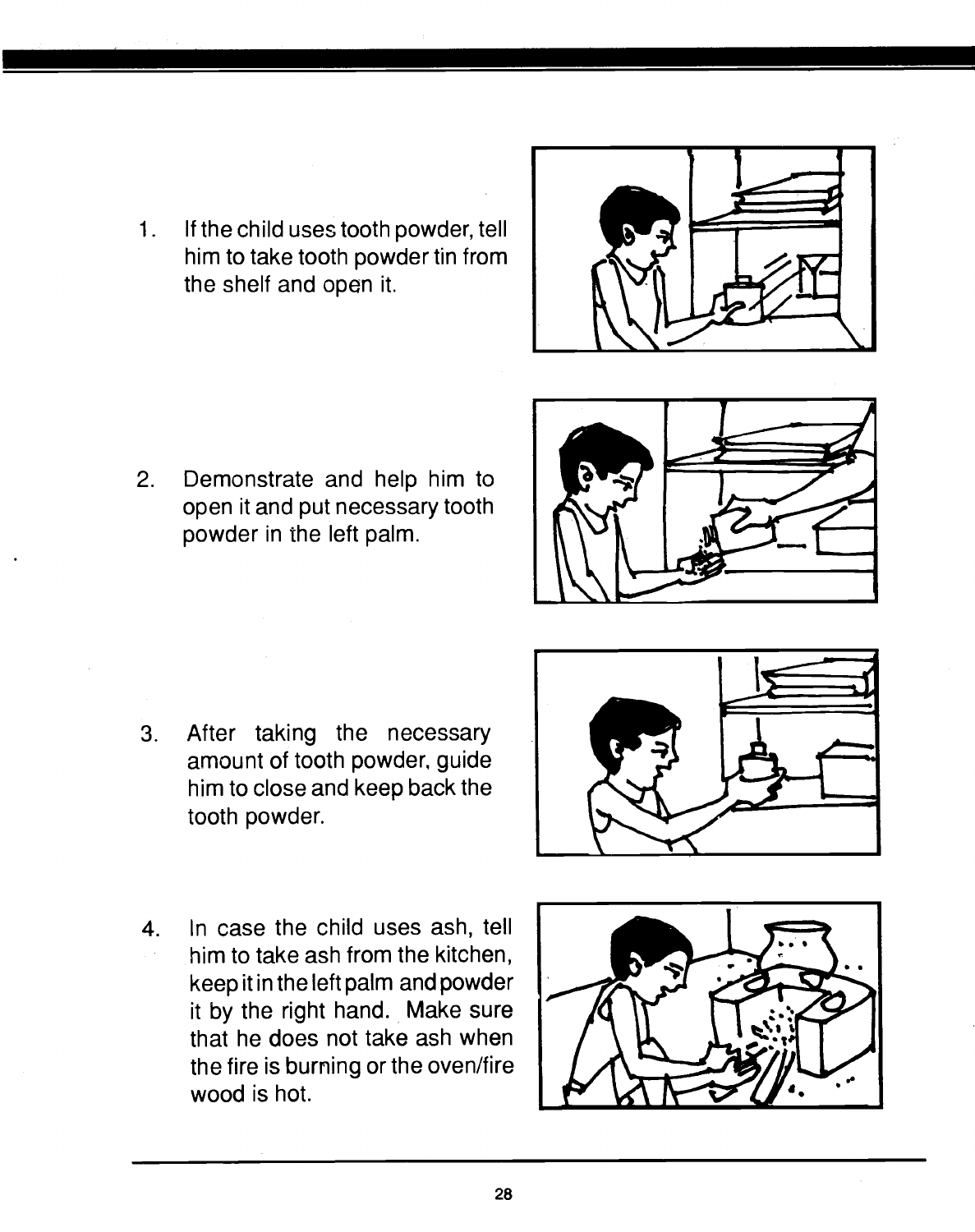1. If the child uses tooth powder, tell him to take tooth powder tin from the shelf and open it.

2. Demonstrate and help him to open it and put necessary tooth powder in the left palm.

3. After taking the necessary amount of tooth powder, guide him to close and keep back the tooth powder.

4. In case the child uses ash, tell him to take ash from the kitchen, keep it in the left palm and powder it by the right hand. Make sure that he does not take ash when the fire is burning or the oven/fire wood is hot.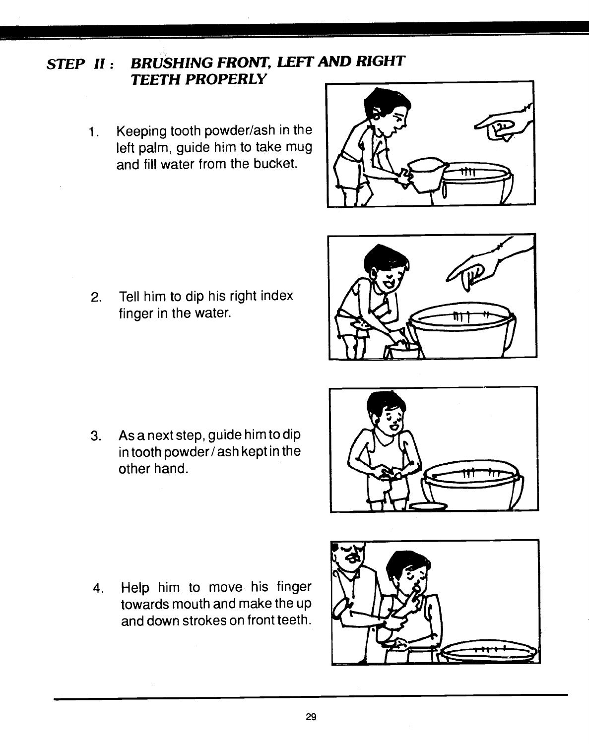## *STEP II : BRUSHING FRONT, LEFT AND RIGHT TEETH PROPERLY*

1. Keeping tooth powder/ash in the left palm, guide him to take mug and fill water from the bucket.

2. Tell him to dip his right index finger in the water.

3. As a next step, guide him to dip in tooth powder / ash kept in the other hand.

4. Help him to move his finger towards mouth and make the up and down strokes on front teeth.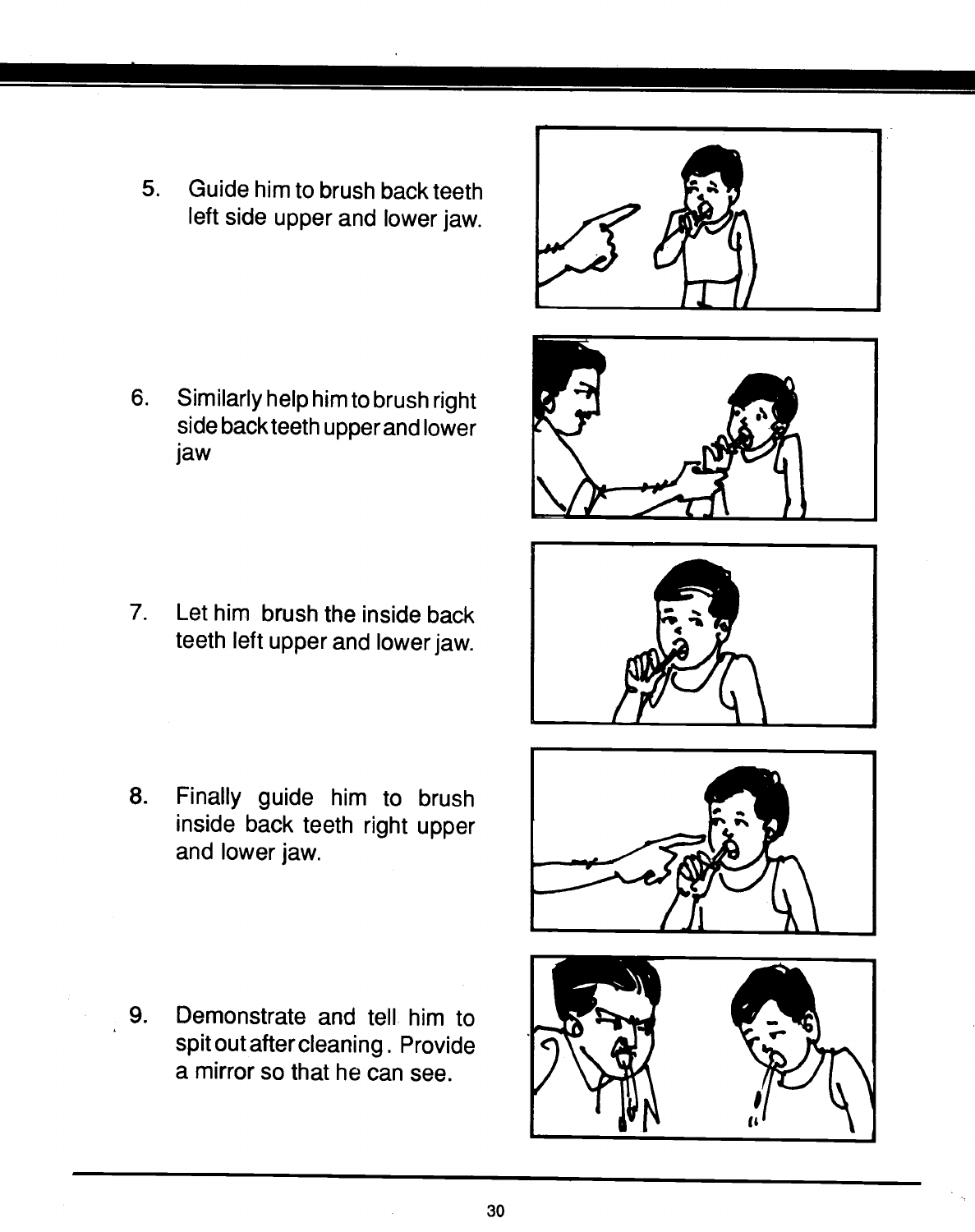5. Guide him to brush back teeth left side upper and lower jaw.

6. Similarly help him to brush right side back teeth upper and lower jaw

7. Let him brush the inside back teeth left upper and lower jaw.

8. Finally guide him to brush inside back teeth right upper and lower jaw.

9. Demonstrate and tell him to spit out after cleaning. Provide a mirror so that he can see.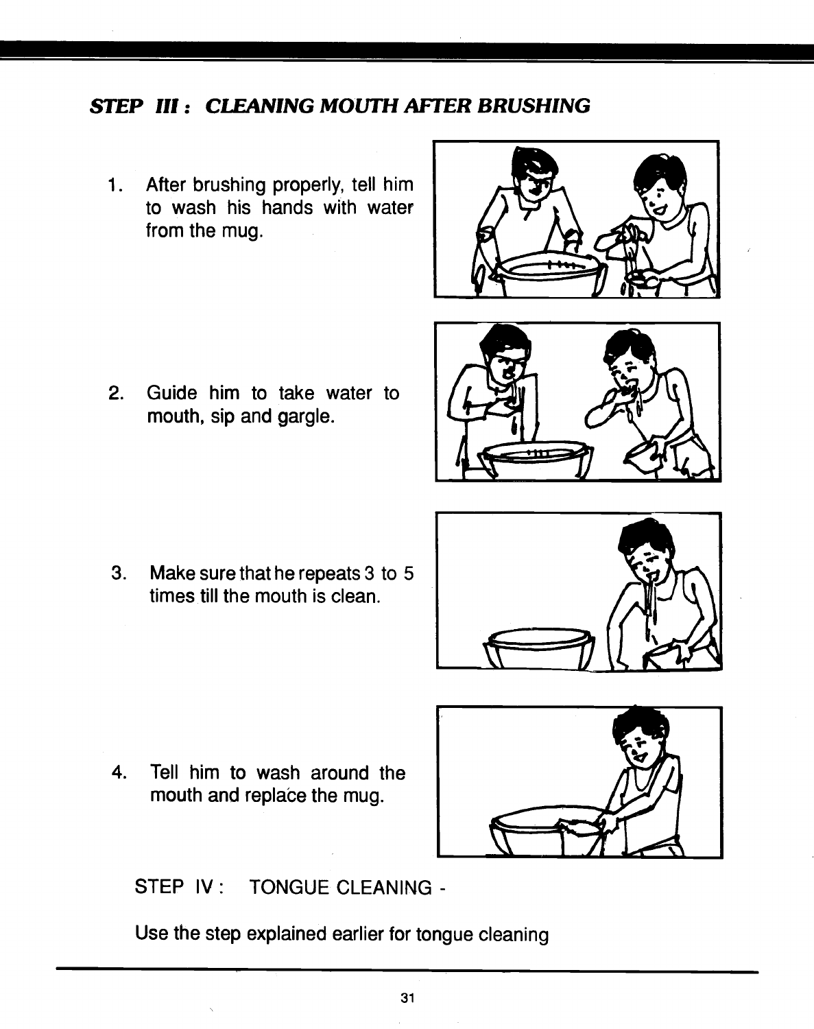## *STEP III : CLEANING MOUTH AFTER BRUSHING*

1. After brushing properly, tell him to wash his hands with water from the mug.

2. Guide him to take water to mouth, sip and gargle.

3. Make sure that he repeats 3 to 5 times till the mouth is clean.

4. Tell him to wash around the mouth and replace the mug.

STEP IV : TONGUE CLEANING -

Use the step explained earlier for tongue cleaning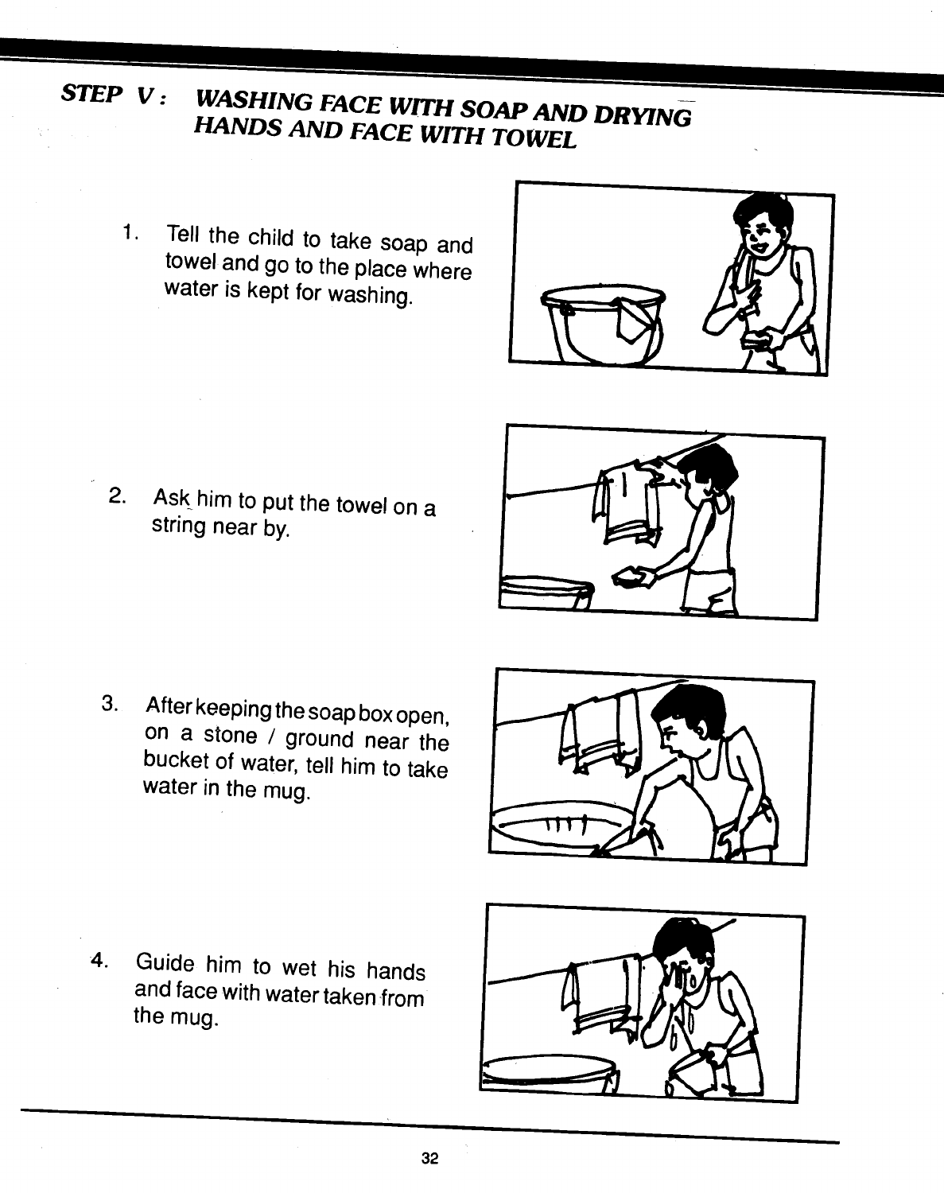## STEP V: WASHING FACE WITH SOAP AND DRYING HANDS AND FACE WITH TOWEL

1. Tell the child to take soap and towel and go to the place where water is kept for washing.

2. Ask him to put the towel on a string near by.

3. After keeping the soap box open, on a stone / ground near the bucket of water, tell him to take water in the mug.

4. Guide him to wet his hands and face with water taken from the mug.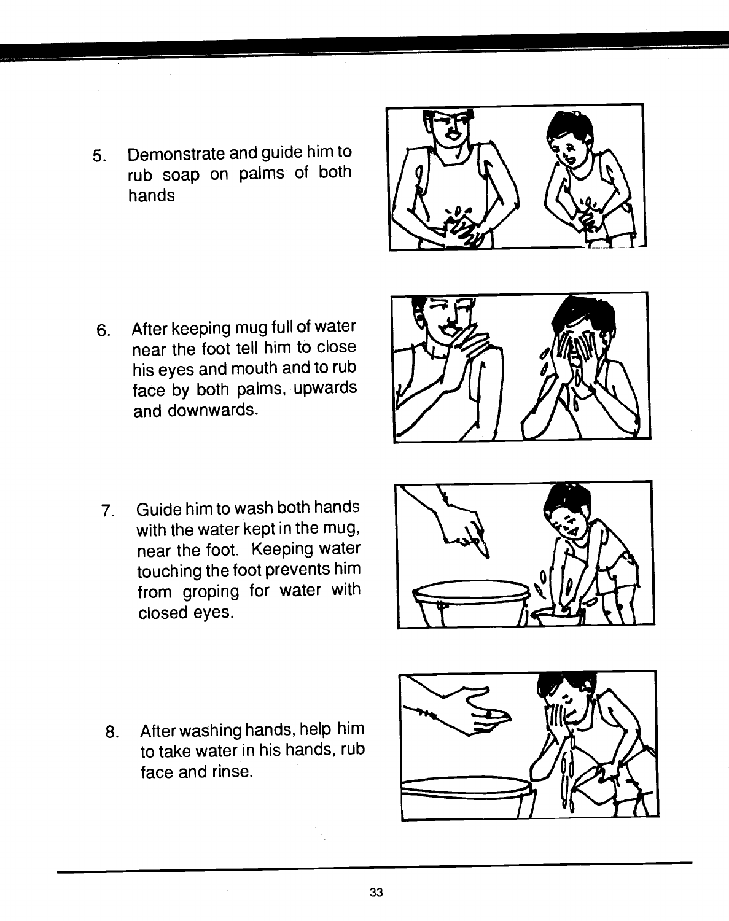5. Demonstrate and guide him to rub soap on palms of both hands

6. After keeping mug full of water near the foot tell him to close his eyes and mouth and to rub face by both palms, upwards and downwards.

7. Guide him to wash both hands with the water kept in the mug, near the foot. Keeping water touching the foot prevents him from groping for water with closed eyes.

8. After washing hands, help him to take water in his hands, rub face and rinse.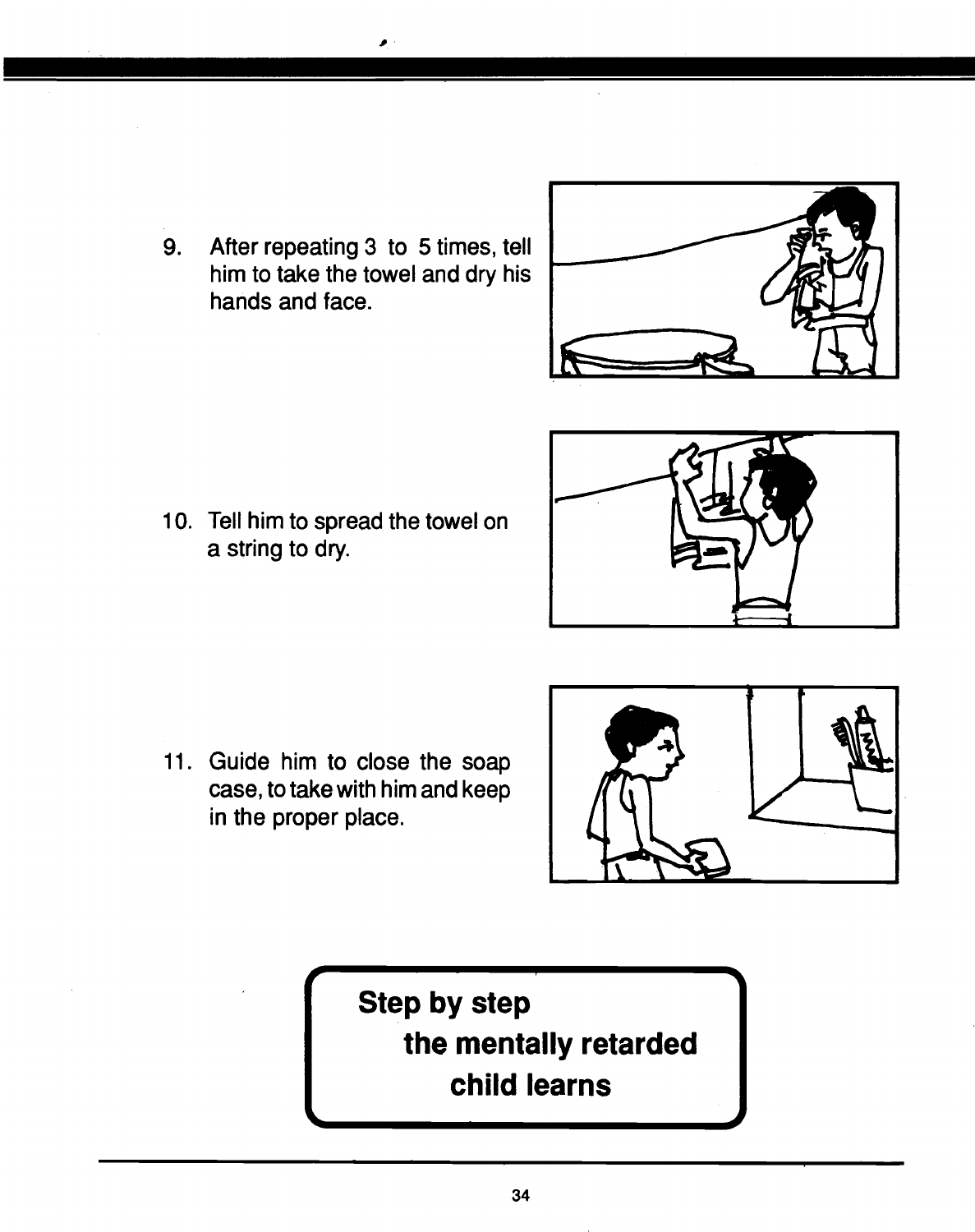9. After repeating 3 to 5 times, tell him to take the towel and dry his hands and face.

10. Tell him to spread the towel on a string to dry.

11. Guide him to close the soap case, to take with him and keep in the proper place.

**Step by step the mentally retarded child learns**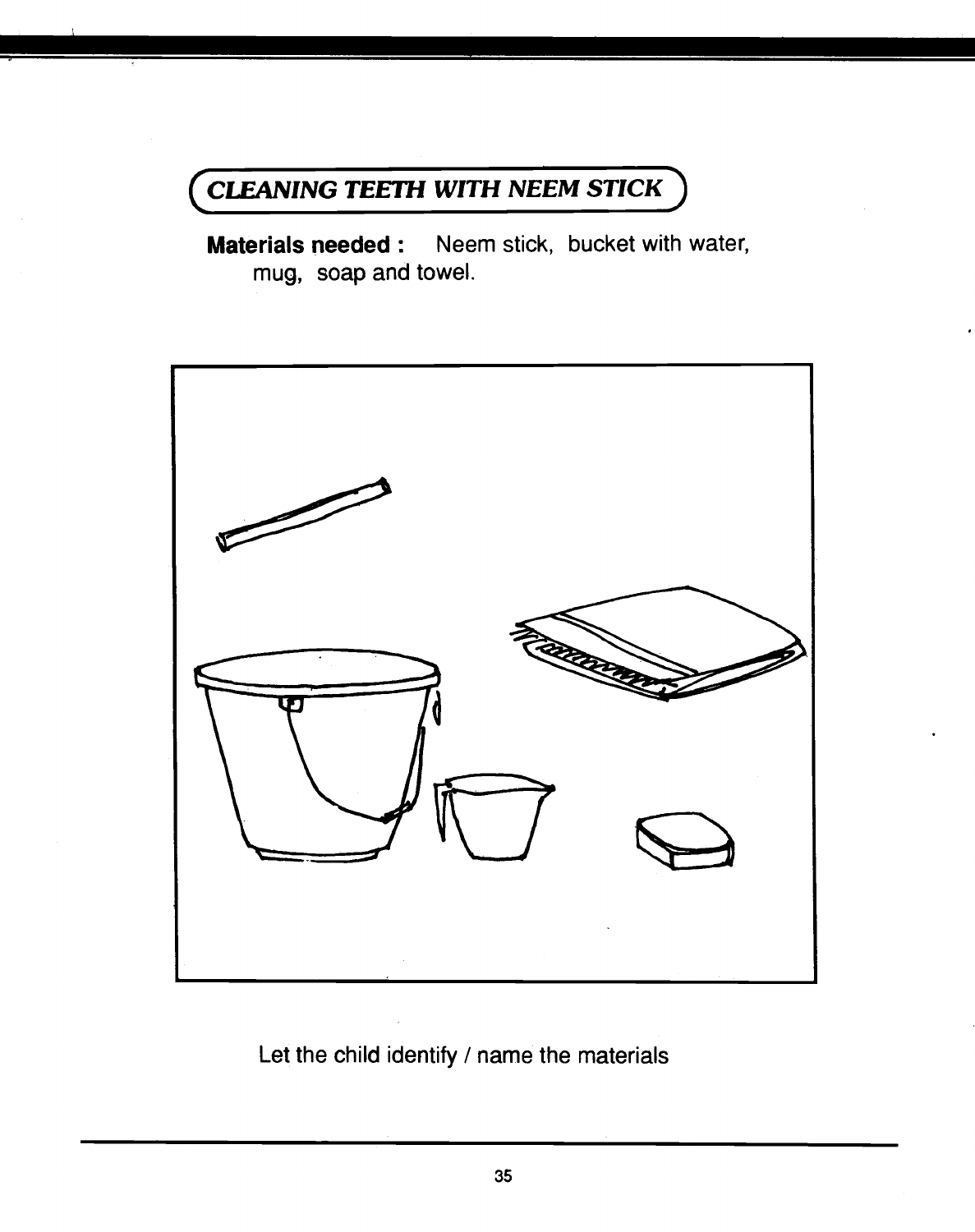## *CLEANING TEETH WITH NEEM STICK*

**Materials needed :** Neem stick, bucket with water, mug, soap and towel.

Let the child identify / name the materials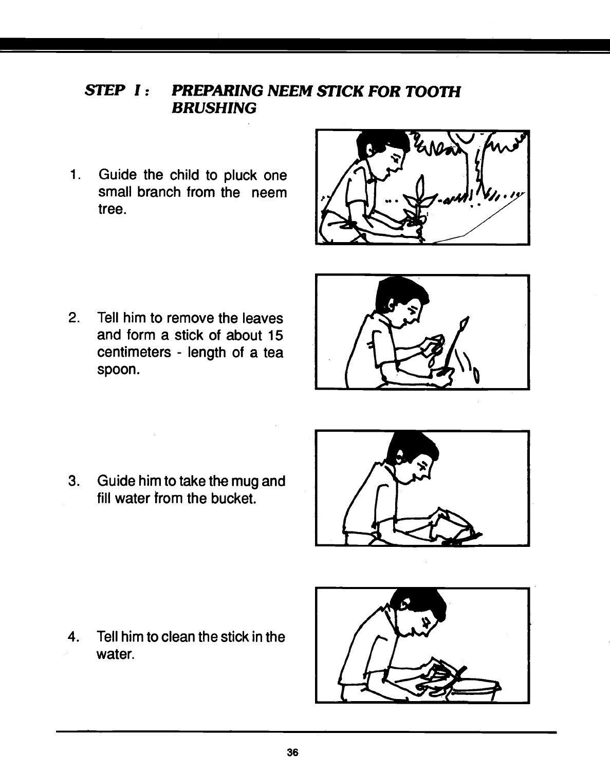## *STEP I : PREPARING NEEM STICK FOR TOOTH BRUSHING*

1. Guide the child to pluck one small branch from the neem tree.

2. Tell him to remove the leaves and form a stick of about 15 centimeters - length of a tea spoon.

3. Guide him to take the mug and fill water from the bucket.

4. Tell him to clean the stick in the water.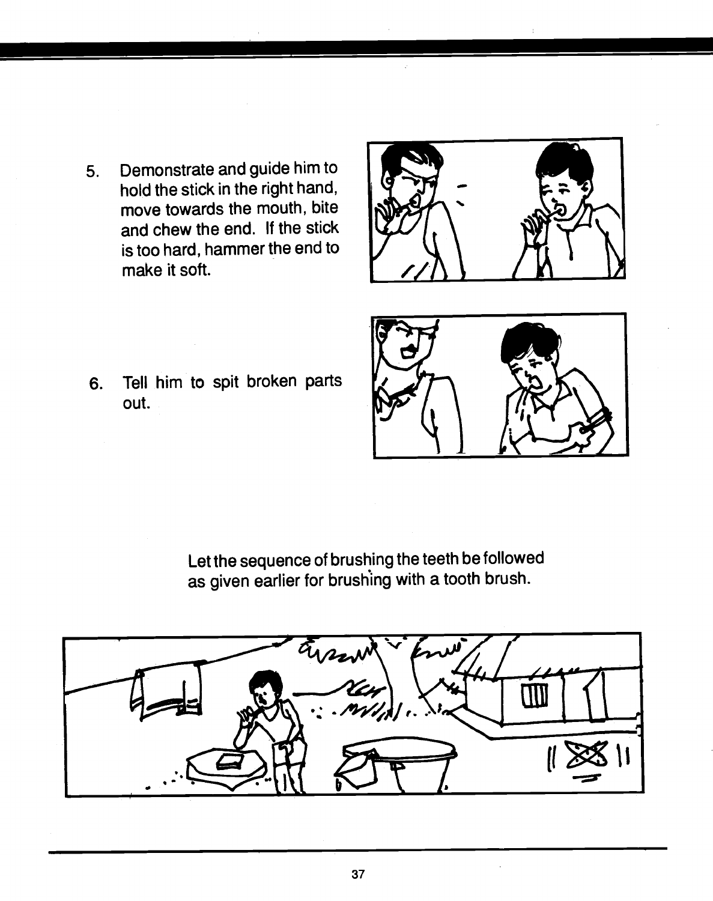5. Demonstrate and guide him to hold the stick in the right hand, move towards the mouth, bite and chew the end. If the stick is too hard, hammer the end to make it soft.

6. Tell him to spit broken parts out.

Let the sequence of brushing the teeth be followed as given earlier for brushing with a tooth brush.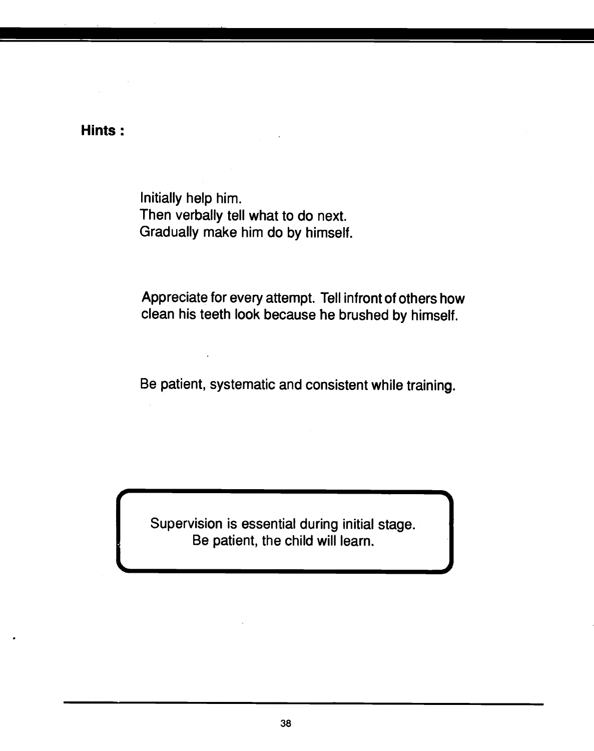**Hints :**

Initially help him.
Then verbally tell what to do next.
Gradually make him do by himself.

Appreciate for every attempt. Tell infront of others how clean his teeth look because he brushed by himself.

Be patient, systematic and consistent while training.

> Supervision is essential during initial stage.
> Be patient, the child will learn.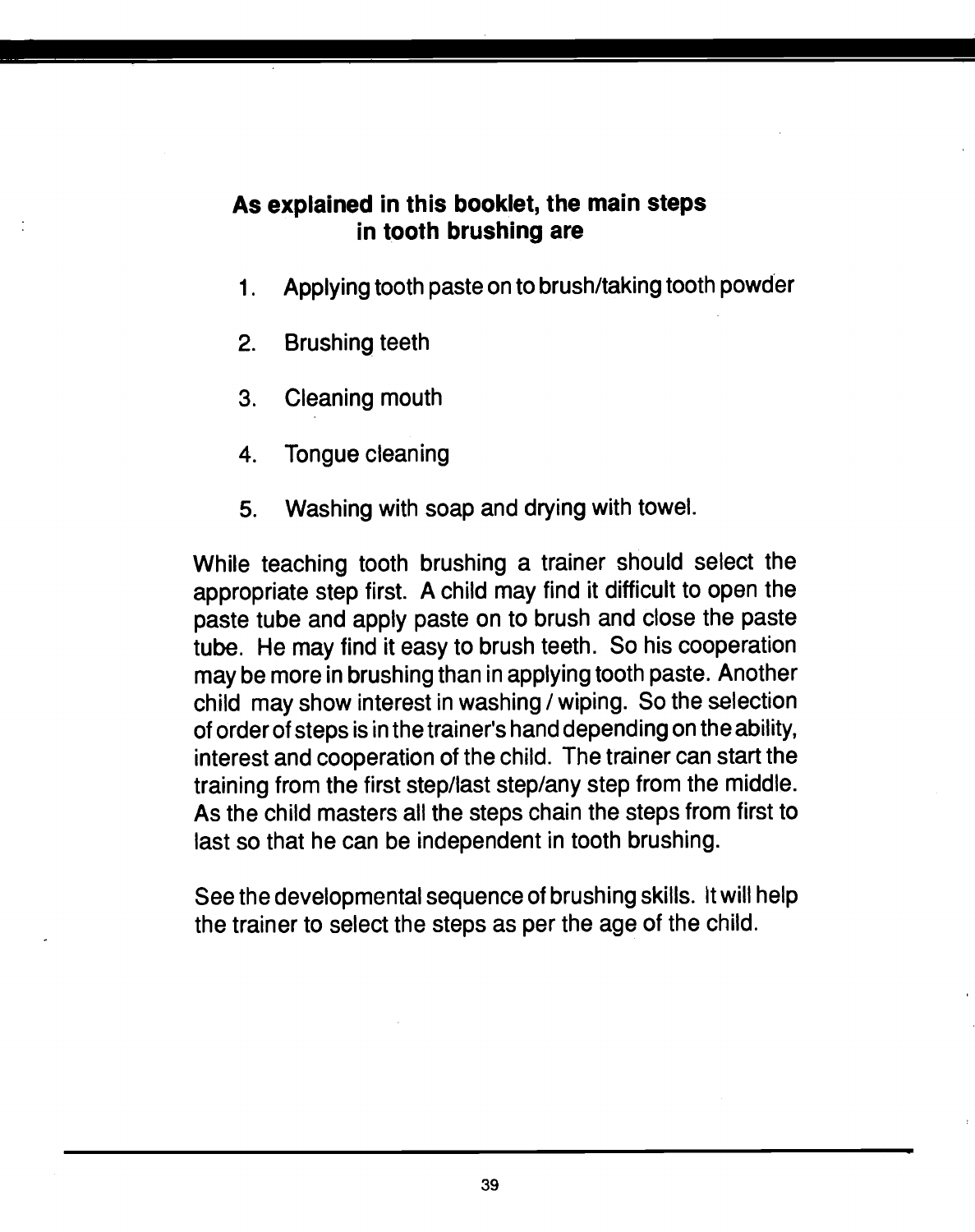## As explained in this booklet, the main steps in tooth brushing are

1. Applying tooth paste on to brush/taking tooth powder
2. Brushing teeth
3. Cleaning mouth
4. Tongue cleaning
5. Washing with soap and drying with towel.

While teaching tooth brushing a trainer should select the appropriate step first. A child may find it difficult to open the paste tube and apply paste on to brush and close the paste tube. He may find it easy to brush teeth. So his cooperation may be more in brushing than in applying tooth paste. Another child may show interest in washing / wiping. So the selection of order of steps is in the trainer's hand depending on the ability, interest and cooperation of the child. The trainer can start the training from the first step/last step/any step from the middle. As the child masters all the steps chain the steps from first to last so that he can be independent in tooth brushing.

See the developmental sequence of brushing skills. It will help the trainer to select the steps as per the age of the child.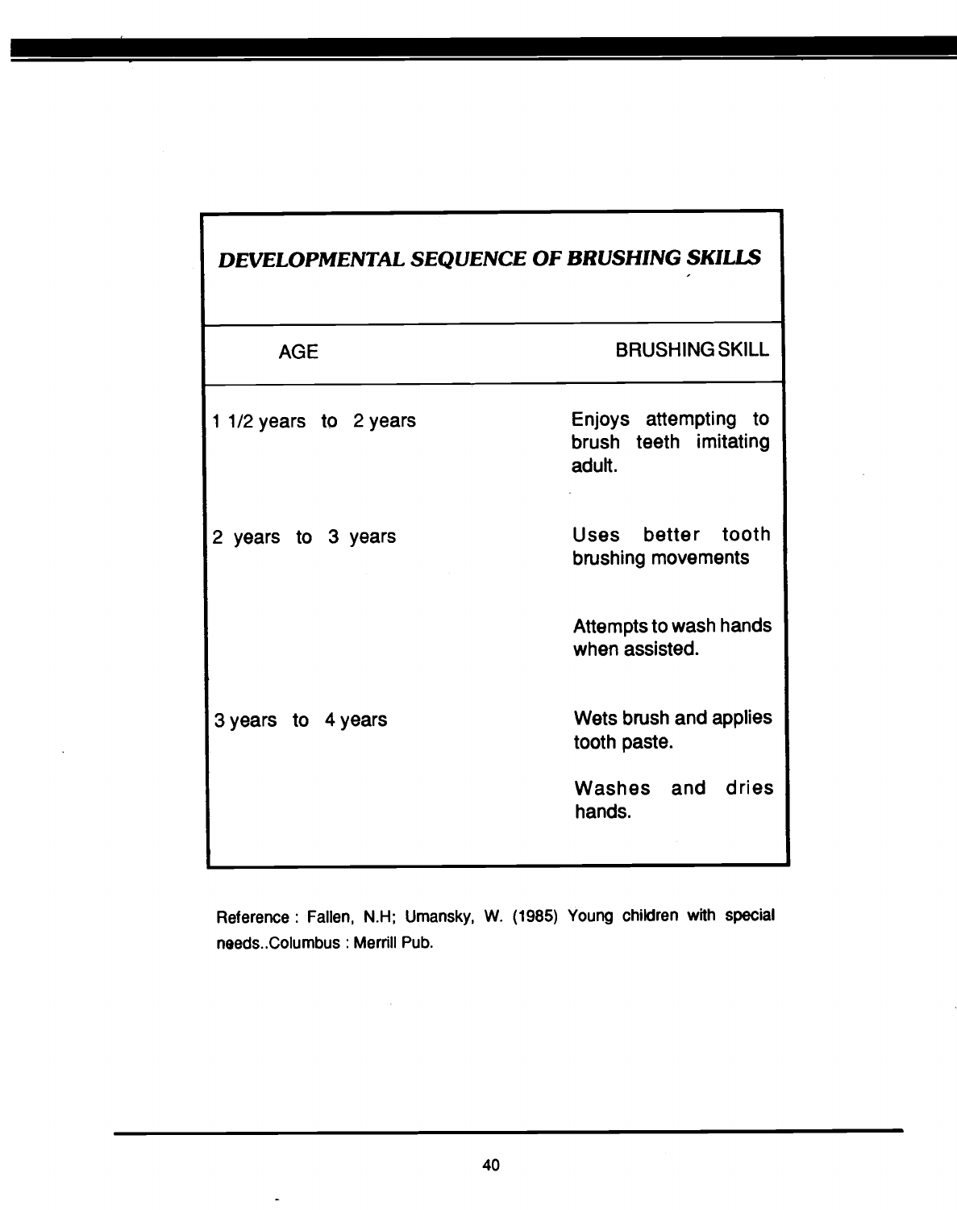## *DEVELOPMENTAL SEQUENCE OF BRUSHING SKILLS*

| AGE | BRUSHING SKILL |
|---|---|
| 1 1/2 years to 2 years | Enjoys attempting to brush teeth imitating adult. |
| 2 years to 3 years | Uses better tooth brushing movements |
| | Attempts to wash hands when assisted. |
| 3 years to 4 years | Wets brush and applies tooth paste. |
| | Washes and dries hands. |

Reference : Fallen, N.H; Umansky, W. (1985) Young children with special needs..Columbus : Merrill Pub.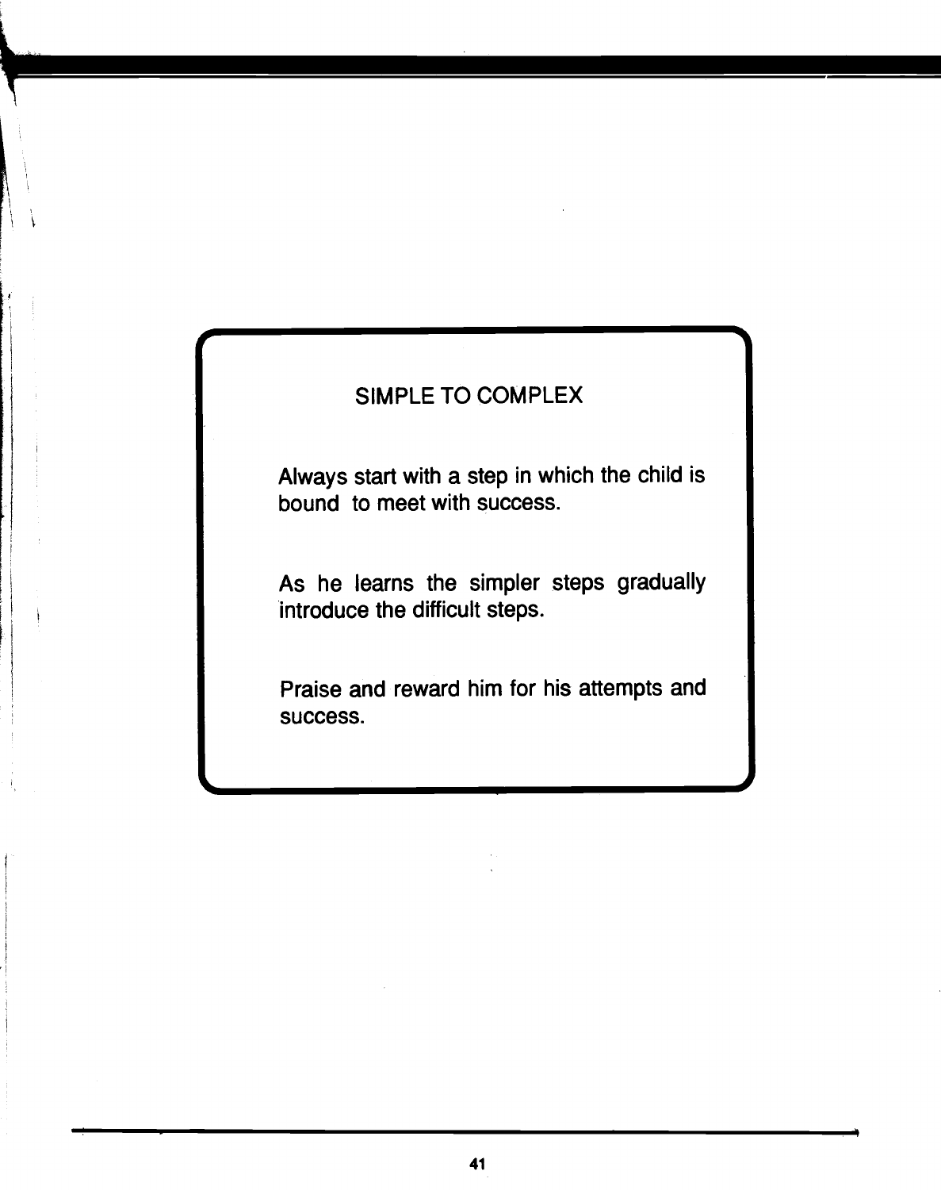## SIMPLE TO COMPLEX

Always start with a step in which the child is bound to meet with success.

As he learns the simpler steps gradually introduce the difficult steps.

Praise and reward him for his attempts and success.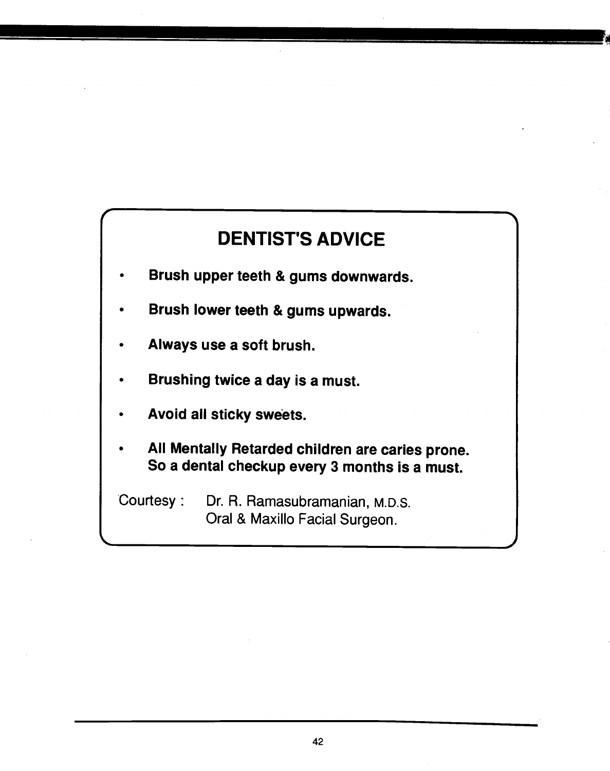## DENTIST'S ADVICE

- **Brush upper teeth & gums downwards.**
- **Brush lower teeth & gums upwards.**
- **Always use a soft brush.**
- **Brushing twice a day is a must.**
- **Avoid all sticky sweets.**
- **All Mentally Retarded children are caries prone. So a dental checkup every 3 months is a must.**

Courtesy : Dr. R. Ramasubramanian, M.D.S.
Oral & Maxillo Facial Surgeon.